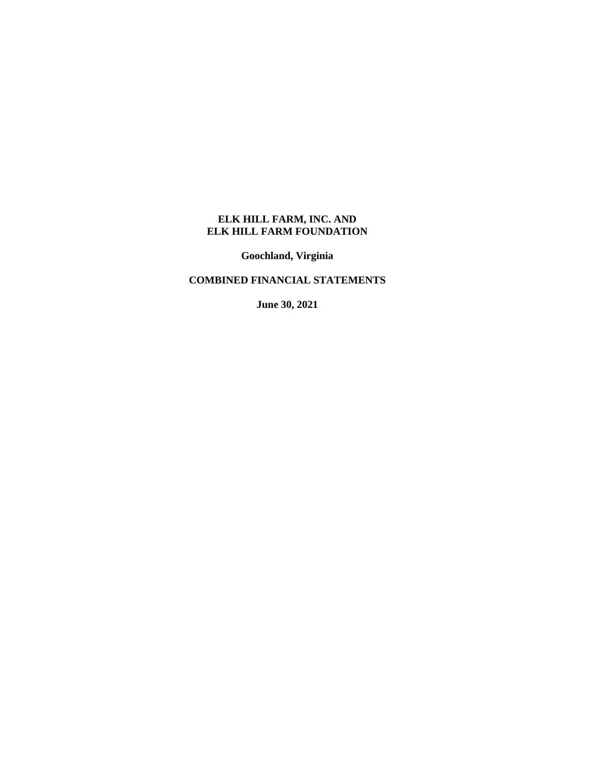**ELK HILL FARM, INC. AND**
**ELK HILL FARM FOUNDATION**

**Goochland, Virginia**

**COMBINED FINANCIAL STATEMENTS**

**June 30, 2021**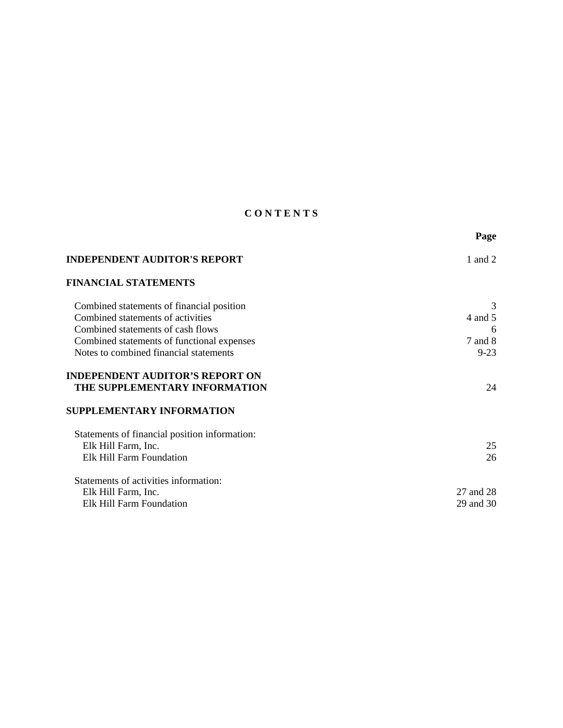# C O N T E N T S

| | Page |
|---|---|
| **INDEPENDENT AUDITOR'S REPORT** | 1 and 2 |
| **FINANCIAL STATEMENTS** | |
| Combined statements of financial position | 3 |
| Combined statements of activities | 4 and 5 |
| Combined statements of cash flows | 6 |
| Combined statements of functional expenses | 7 and 8 |
| Notes to combined financial statements | 9-23 |
| **INDEPENDENT AUDITOR'S REPORT ON THE SUPPLEMENTARY INFORMATION** | 24 |
| **SUPPLEMENTARY INFORMATION** | |
| Statements of financial position information: | |
| Elk Hill Farm, Inc. | 25 |
| Elk Hill Farm Foundation | 26 |
| Statements of activities information: | |
| Elk Hill Farm, Inc. | 27 and 28 |
| Elk Hill Farm Foundation | 29 and 30 |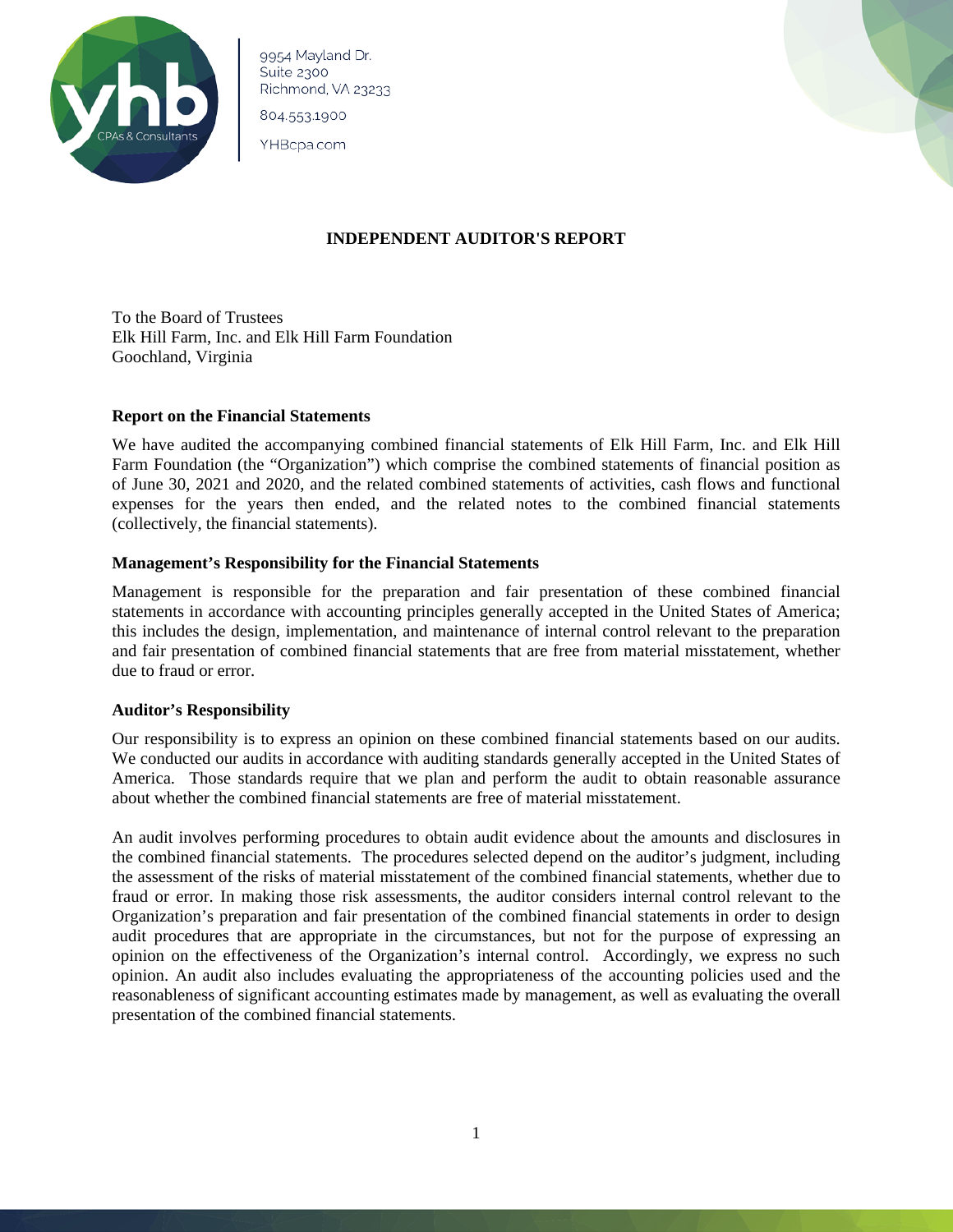9954 Mayland Dr.
Suite 2300
Richmond, VA 23233

804.553.1900

YHBcpa.com

## INDEPENDENT AUDITOR'S REPORT

To the Board of Trustees
Elk Hill Farm, Inc. and Elk Hill Farm Foundation
Goochland, Virginia

### Report on the Financial Statements

We have audited the accompanying combined financial statements of Elk Hill Farm, Inc. and Elk Hill Farm Foundation (the "Organization") which comprise the combined statements of financial position as of June 30, 2021 and 2020, and the related combined statements of activities, cash flows and functional expenses for the years then ended, and the related notes to the combined financial statements (collectively, the financial statements).

### Management's Responsibility for the Financial Statements

Management is responsible for the preparation and fair presentation of these combined financial statements in accordance with accounting principles generally accepted in the United States of America; this includes the design, implementation, and maintenance of internal control relevant to the preparation and fair presentation of combined financial statements that are free from material misstatement, whether due to fraud or error.

### Auditor's Responsibility

Our responsibility is to express an opinion on these combined financial statements based on our audits. We conducted our audits in accordance with auditing standards generally accepted in the United States of America. Those standards require that we plan and perform the audit to obtain reasonable assurance about whether the combined financial statements are free of material misstatement.

An audit involves performing procedures to obtain audit evidence about the amounts and disclosures in the combined financial statements. The procedures selected depend on the auditor's judgment, including the assessment of the risks of material misstatement of the combined financial statements, whether due to fraud or error. In making those risk assessments, the auditor considers internal control relevant to the Organization's preparation and fair presentation of the combined financial statements in order to design audit procedures that are appropriate in the circumstances, but not for the purpose of expressing an opinion on the effectiveness of the Organization's internal control. Accordingly, we express no such opinion. An audit also includes evaluating the appropriateness of the accounting policies used and the reasonableness of significant accounting estimates made by management, as well as evaluating the overall presentation of the combined financial statements.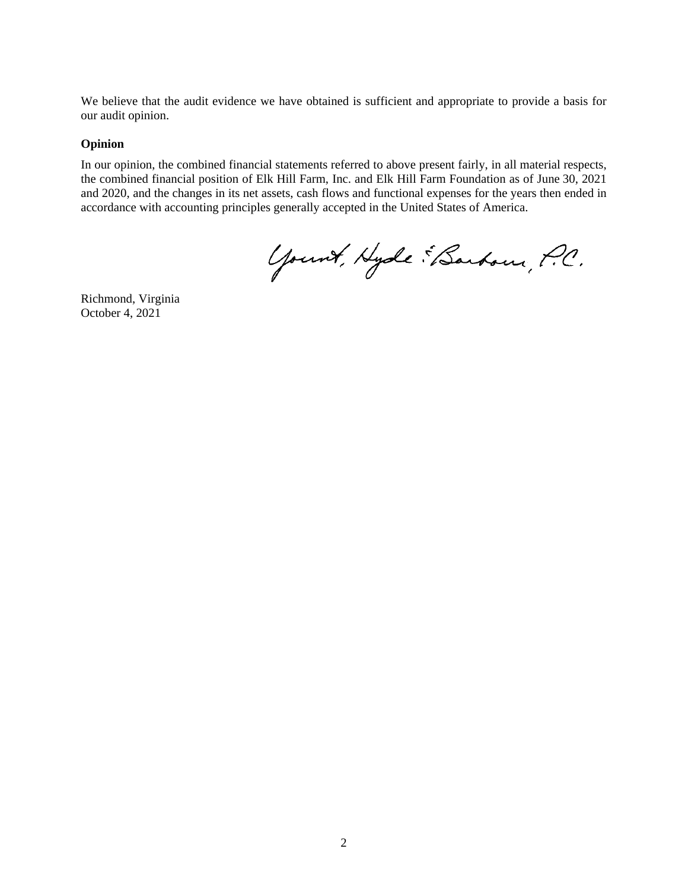We believe that the audit evidence we have obtained is sufficient and appropriate to provide a basis for our audit opinion.

**Opinion**

In our opinion, the combined financial statements referred to above present fairly, in all material respects, the combined financial position of Elk Hill Farm, Inc. and Elk Hill Farm Foundation as of June 30, 2021 and 2020, and the changes in its net assets, cash flows and functional expenses for the years then ended in accordance with accounting principles generally accepted in the United States of America.

Yount, Hyde & Barbour, P.C.

Richmond, Virginia
October 4, 2021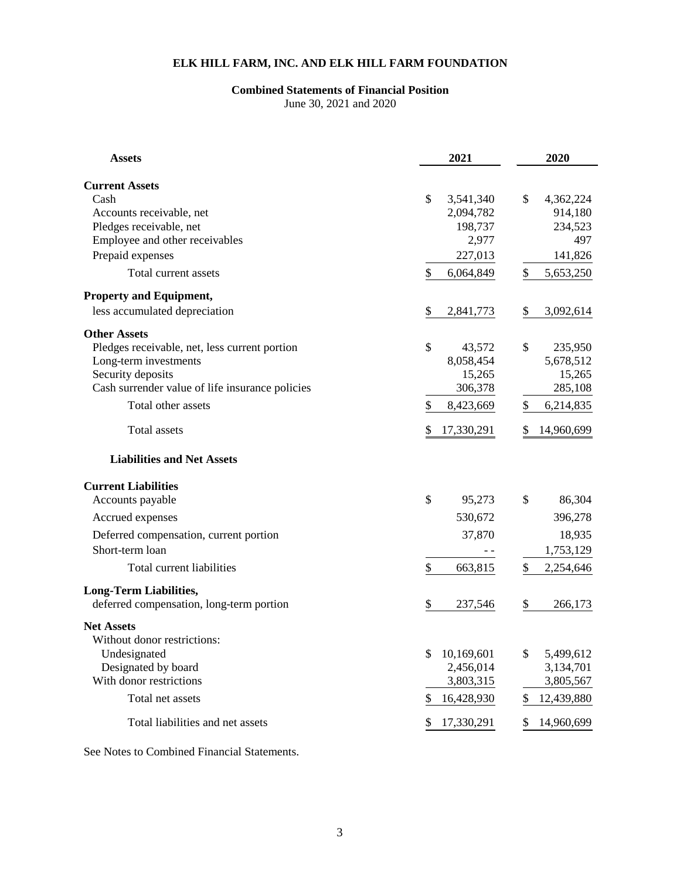# ELK HILL FARM, INC. AND ELK HILL FARM FOUNDATION

## Combined Statements of Financial Position

June 30, 2021 and 2020

| **Assets** | **2021** | **2020** |
|---|---|---|
| **Current Assets** | | |
| Cash | $ 3,541,340 | $ 4,362,224 |
| Accounts receivable, net | 2,094,782 | 914,180 |
| Pledges receivable, net | 198,737 | 234,523 |
| Employee and other receivables | 2,977 | 497 |
| Prepaid expenses | 227,013 | 141,826 |
| Total current assets | $ 6,064,849 | $ 5,653,250 |
| **Property and Equipment,** | | |
| less accumulated depreciation | $ 2,841,773 | $ 3,092,614 |
| **Other Assets** | | |
| Pledges receivable, net, less current portion | $ 43,572 | $ 235,950 |
| Long-term investments | 8,058,454 | 5,678,512 |
| Security deposits | 15,265 | 15,265 |
| Cash surrender value of life insurance policies | 306,378 | 285,108 |
| Total other assets | $ 8,423,669 | $ 6,214,835 |
| Total assets | $ 17,330,291 | $ 14,960,699 |
| **Liabilities and Net Assets** | | |
| **Current Liabilities** | | |
| Accounts payable | $ 95,273 | $ 86,304 |
| Accrued expenses | 530,672 | 396,278 |
| Deferred compensation, current portion | 37,870 | 18,935 |
| Short-term loan | - - | 1,753,129 |
| Total current liabilities | $ 663,815 | $ 2,254,646 |
| **Long-Term Liabilities,** | | |
| deferred compensation, long-term portion | $ 237,546 | $ 266,173 |
| **Net Assets** | | |
| Without donor restrictions: | | |
| Undesignated | $ 10,169,601 | $ 5,499,612 |
| Designated by board | 2,456,014 | 3,134,701 |
| With donor restrictions | 3,803,315 | 3,805,567 |
| Total net assets | $ 16,428,930 | $ 12,439,880 |
| Total liabilities and net assets | $ 17,330,291 | $ 14,960,699 |

See Notes to Combined Financial Statements.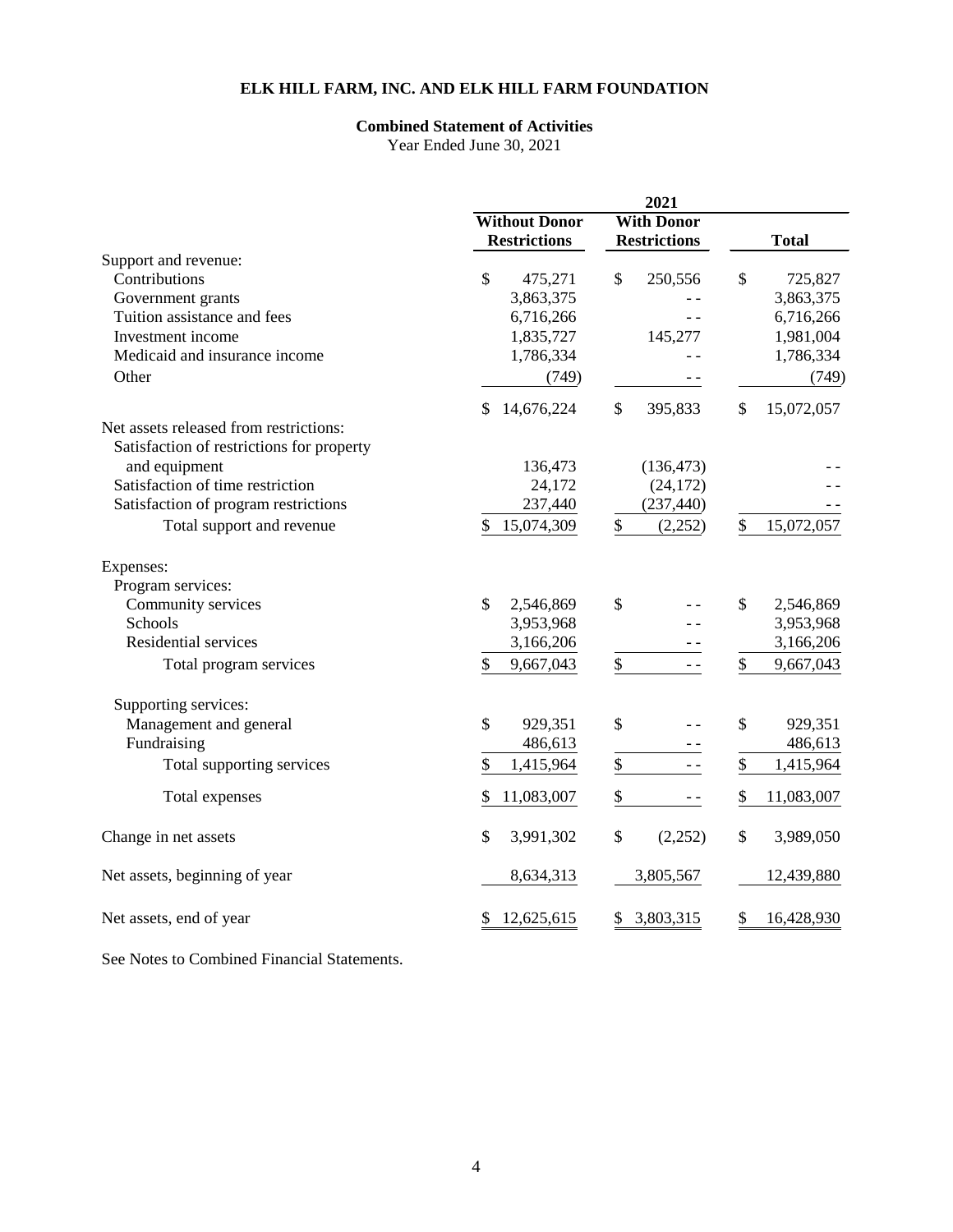# ELK HILL FARM, INC. AND ELK HILL FARM FOUNDATION

## Combined Statement of Activities

Year Ended June 30, 2021

| | 2021 | | |
|---|---|---|---|
| | Without Donor Restrictions | With Donor Restrictions | Total |
| Support and revenue: | | | |
| Contributions | $ 475,271 | $ 250,556 | $ 725,827 |
| Government grants | 3,863,375 | - - | 3,863,375 |
| Tuition assistance and fees | 6,716,266 | - - | 6,716,266 |
| Investment income | 1,835,727 | 145,277 | 1,981,004 |
| Medicaid and insurance income | 1,786,334 | - - | 1,786,334 |
| Other | (749) | - - | (749) |
| | $ 14,676,224 | $ 395,833 | $ 15,072,057 |
| Net assets released from restrictions: | | | |
| Satisfaction of restrictions for property and equipment | 136,473 | (136,473) | - - |
| Satisfaction of time restriction | 24,172 | (24,172) | - - |
| Satisfaction of program restrictions | 237,440 | (237,440) | - - |
| Total support and revenue | $ 15,074,309 | $ (2,252) | $ 15,072,057 |
| Expenses: | | | |
| Program services: | | | |
| Community services | $ 2,546,869 | $ - - | $ 2,546,869 |
| Schools | 3,953,968 | - - | 3,953,968 |
| Residential services | 3,166,206 | - - | 3,166,206 |
| Total program services | $ 9,667,043 | $ - - | $ 9,667,043 |
| Supporting services: | | | |
| Management and general | $ 929,351 | $ - - | $ 929,351 |
| Fundraising | 486,613 | - - | 486,613 |
| Total supporting services | $ 1,415,964 | $ - - | $ 1,415,964 |
| Total expenses | $ 11,083,007 | $ - - | $ 11,083,007 |
| Change in net assets | $ 3,991,302 | $ (2,252) | $ 3,989,050 |
| Net assets, beginning of year | 8,634,313 | 3,805,567 | 12,439,880 |
| Net assets, end of year | $ 12,625,615 | $ 3,803,315 | $ 16,428,930 |

See Notes to Combined Financial Statements.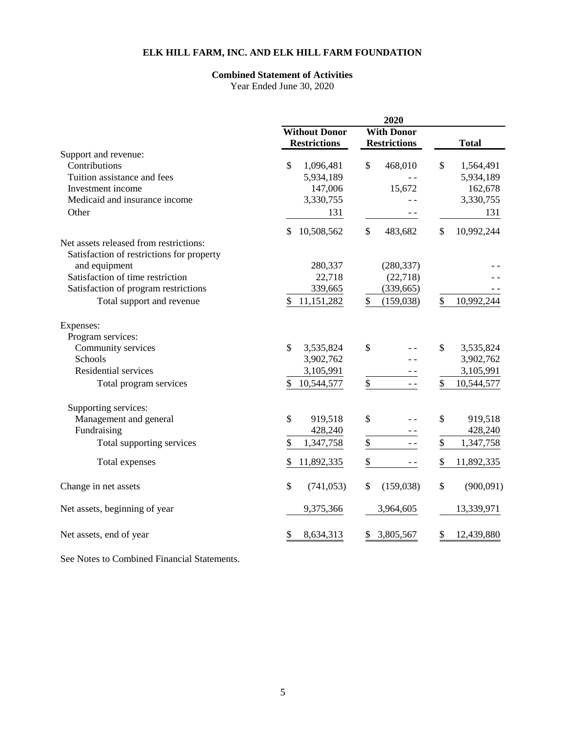# ELK HILL FARM, INC. AND ELK HILL FARM FOUNDATION

## Combined Statement of Activities

Year Ended June 30, 2020

| | 2020 | | |
|---|---|---|---|
| | **Without Donor Restrictions** | **With Donor Restrictions** | **Total** |
| Support and revenue: | | | |
| Contributions | $ 1,096,481 | $ 468,010 | $ 1,564,491 |
| Tuition assistance and fees | 5,934,189 | - - | 5,934,189 |
| Investment income | 147,006 | 15,672 | 162,678 |
| Medicaid and insurance income | 3,330,755 | - - | 3,330,755 |
| Other | 131 | - - | 131 |
| | $ 10,508,562 | $ 483,682 | $ 10,992,244 |
| Net assets released from restrictions: | | | |
| Satisfaction of restrictions for property and equipment | 280,337 | (280,337) | - - |
| Satisfaction of time restriction | 22,718 | (22,718) | - - |
| Satisfaction of program restrictions | 339,665 | (339,665) | - - |
| Total support and revenue | $ 11,151,282 | $ (159,038) | $ 10,992,244 |
| Expenses: | | | |
| Program services: | | | |
| Community services | $ 3,535,824 | $ - - | $ 3,535,824 |
| Schools | 3,902,762 | - - | 3,902,762 |
| Residential services | 3,105,991 | - - | 3,105,991 |
| Total program services | $ 10,544,577 | $ - - | $ 10,544,577 |
| Supporting services: | | | |
| Management and general | $ 919,518 | $ - - | $ 919,518 |
| Fundraising | 428,240 | - - | 428,240 |
| Total supporting services | $ 1,347,758 | $ - - | $ 1,347,758 |
| Total expenses | $ 11,892,335 | $ - - | $ 11,892,335 |
| Change in net assets | $ (741,053) | $ (159,038) | $ (900,091) |
| Net assets, beginning of year | 9,375,366 | 3,964,605 | 13,339,971 |
| Net assets, end of year | $ 8,634,313 | $ 3,805,567 | $ 12,439,880 |

See Notes to Combined Financial Statements.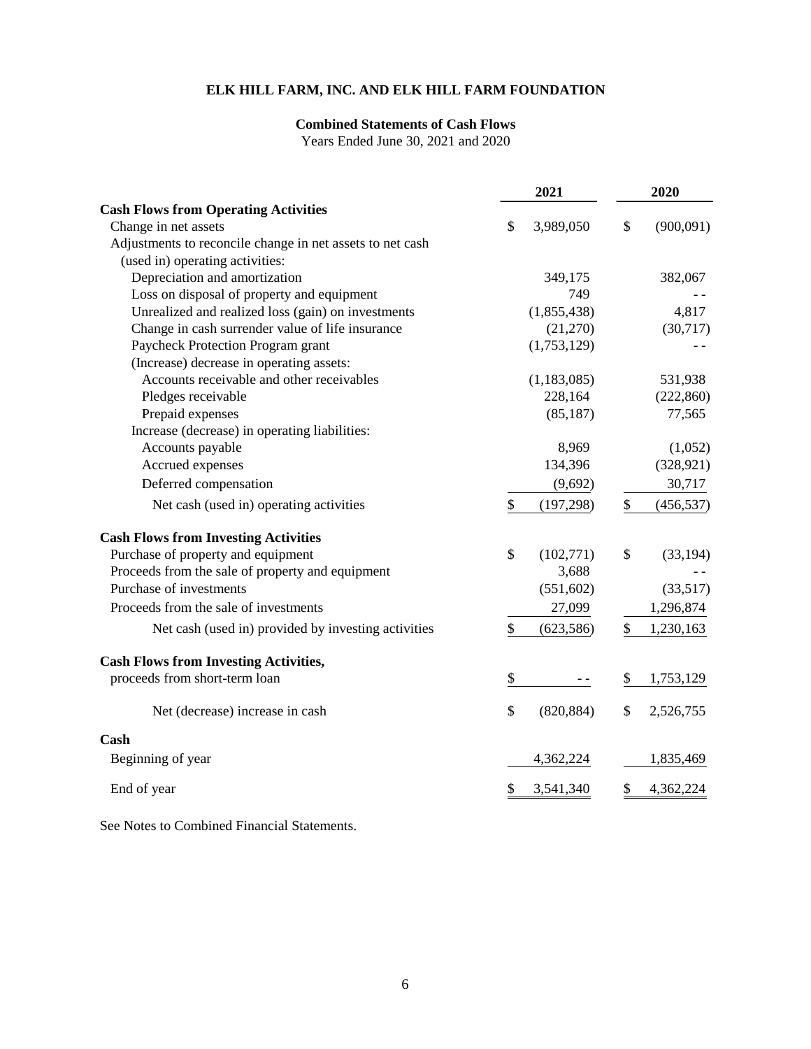# ELK HILL FARM, INC. AND ELK HILL FARM FOUNDATION

## Combined Statements of Cash Flows

Years Ended June 30, 2021 and 2020

| | 2021 | 2020 |
|---|---|---|
| **Cash Flows from Operating Activities** | | |
| Change in net assets | $ 3,989,050 | $ (900,091) |
| Adjustments to reconcile change in net assets to net cash (used in) operating activities: | | |
| Depreciation and amortization | 349,175 | 382,067 |
| Loss on disposal of property and equipment | 749 | - - |
| Unrealized and realized loss (gain) on investments | (1,855,438) | 4,817 |
| Change in cash surrender value of life insurance | (21,270) | (30,717) |
| Paycheck Protection Program grant | (1,753,129) | - - |
| (Increase) decrease in operating assets: | | |
| Accounts receivable and other receivables | (1,183,085) | 531,938 |
| Pledges receivable | 228,164 | (222,860) |
| Prepaid expenses | (85,187) | 77,565 |
| Increase (decrease) in operating liabilities: | | |
| Accounts payable | 8,969 | (1,052) |
| Accrued expenses | 134,396 | (328,921) |
| Deferred compensation | (9,692) | 30,717 |
| Net cash (used in) operating activities | $ (197,298) | $ (456,537) |
| **Cash Flows from Investing Activities** | | |
| Purchase of property and equipment | $ (102,771) | $ (33,194) |
| Proceeds from the sale of property and equipment | 3,688 | - - |
| Purchase of investments | (551,602) | (33,517) |
| Proceeds from the sale of investments | 27,099 | 1,296,874 |
| Net cash (used in) provided by investing activities | $ (623,586) | $ 1,230,163 |
| **Cash Flows from Investing Activities,** proceeds from short-term loan | $ - - | $ 1,753,129 |
| Net (decrease) increase in cash | $ (820,884) | $ 2,526,755 |
| **Cash** | | |
| Beginning of year | 4,362,224 | 1,835,469 |
| End of year | $ 3,541,340 | $ 4,362,224 |

See Notes to Combined Financial Statements.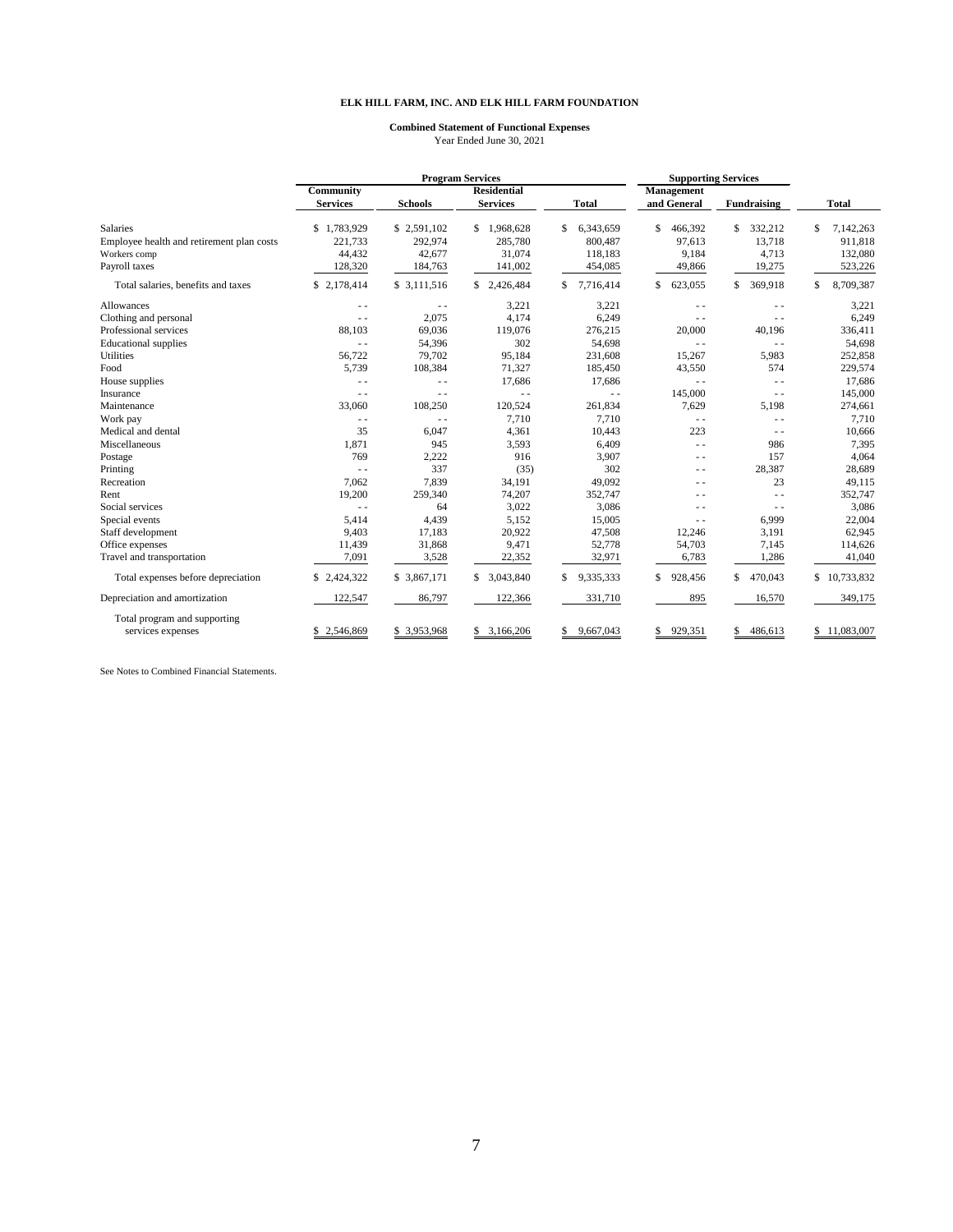# ELK HILL FARM, INC. AND ELK HILL FARM FOUNDATION

## Combined Statement of Functional Expenses

Year Ended June 30, 2021

| | Program Services | | | | Supporting Services | | |
|---|---|---|---|---|---|---|---|
| | Community Services | Schools | Residential Services | Total | Management and General | Fundraising | Total |
| Salaries | $ 1,783,929 | $ 2,591,102 | $ 1,968,628 | $ 6,343,659 | $ 466,392 | $ 332,212 | $ 7,142,263 |
| Employee health and retirement plan costs | 221,733 | 292,974 | 285,780 | 800,487 | 97,613 | 13,718 | 911,818 |
| Workers comp | 44,432 | 42,677 | 31,074 | 118,183 | 9,184 | 4,713 | 132,080 |
| Payroll taxes | 128,320 | 184,763 | 141,002 | 454,085 | 49,866 | 19,275 | 523,226 |
| Total salaries, benefits and taxes | $ 2,178,414 | $ 3,111,516 | $ 2,426,484 | $ 7,716,414 | $ 623,055 | $ 369,918 | $ 8,709,387 |
| Allowances | - - | - - | 3,221 | 3,221 | - - | - - | 3,221 |
| Clothing and personal | - - | 2,075 | 4,174 | 6,249 | - - | - - | 6,249 |
| Professional services | 88,103 | 69,036 | 119,076 | 276,215 | 20,000 | 40,196 | 336,411 |
| Educational supplies | - - | 54,396 | 302 | 54,698 | - - | - - | 54,698 |
| Utilities | 56,722 | 79,702 | 95,184 | 231,608 | 15,267 | 5,983 | 252,858 |
| Food | 5,739 | 108,384 | 71,327 | 185,450 | 43,550 | 574 | 229,574 |
| House supplies | - - | - - | 17,686 | 17,686 | - - | - - | 17,686 |
| Insurance | - - | - - | - - | - - | 145,000 | - - | 145,000 |
| Maintenance | 33,060 | 108,250 | 120,524 | 261,834 | 7,629 | 5,198 | 274,661 |
| Work pay | - - | - - | 7,710 | 7,710 | - - | - - | 7,710 |
| Medical and dental | 35 | 6,047 | 4,361 | 10,443 | 223 | - - | 10,666 |
| Miscellaneous | 1,871 | 945 | 3,593 | 6,409 | - - | 986 | 7,395 |
| Postage | 769 | 2,222 | 916 | 3,907 | - - | 157 | 4,064 |
| Printing | - - | 337 | (35) | 302 | - - | 28,387 | 28,689 |
| Recreation | 7,062 | 7,839 | 34,191 | 49,092 | - - | 23 | 49,115 |
| Rent | 19,200 | 259,340 | 74,207 | 352,747 | - - | - - | 352,747 |
| Social services | - - | 64 | 3,022 | 3,086 | - - | - - | 3,086 |
| Special events | 5,414 | 4,439 | 5,152 | 15,005 | - - | 6,999 | 22,004 |
| Staff development | 9,403 | 17,183 | 20,922 | 47,508 | 12,246 | 3,191 | 62,945 |
| Office expenses | 11,439 | 31,868 | 9,471 | 52,778 | 54,703 | 7,145 | 114,626 |
| Travel and transportation | 7,091 | 3,528 | 22,352 | 32,971 | 6,783 | 1,286 | 41,040 |
| Total expenses before depreciation | $ 2,424,322 | $ 3,867,171 | $ 3,043,840 | $ 9,335,333 | $ 928,456 | $ 470,043 | $ 10,733,832 |
| Depreciation and amortization | 122,547 | 86,797 | 122,366 | 331,710 | 895 | 16,570 | 349,175 |
| Total program and supporting services expenses | $ 2,546,869 | $ 3,953,968 | $ 3,166,206 | $ 9,667,043 | $ 929,351 | $ 486,613 | $ 11,083,007 |

See Notes to Combined Financial Statements.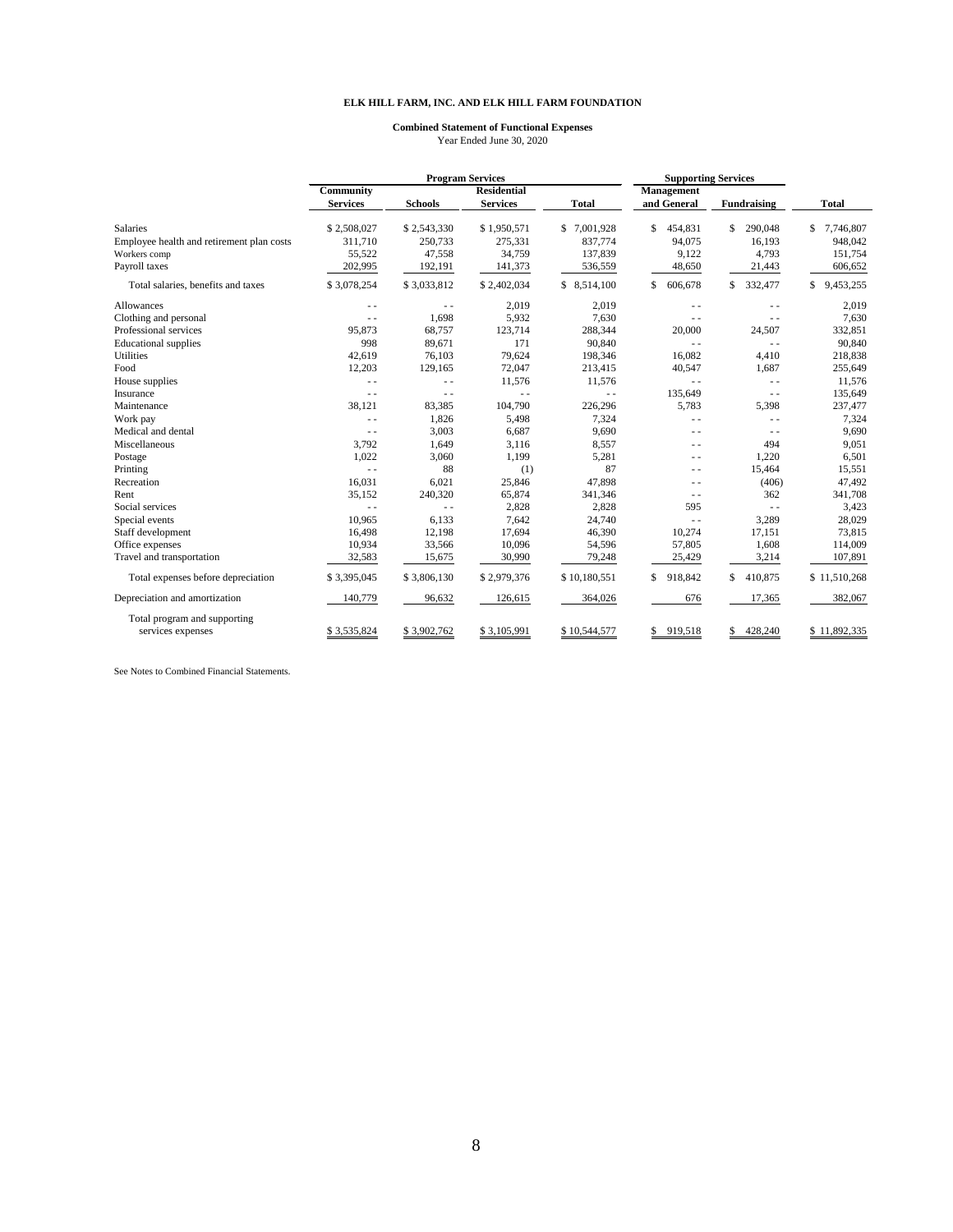**ELK HILL FARM, INC. AND ELK HILL FARM FOUNDATION**

**Combined Statement of Functional Expenses**
Year Ended June 30, 2020

| | Program Services | | | | Supporting Services | | |
|---|---|---|---|---|---|---|---|
| | Community Services | Schools | Residential Services | Total | Management and General | Fundraising | Total |
| Salaries | $ 2,508,027 | $ 2,543,330 | $ 1,950,571 | $ 7,001,928 | $ 454,831 | $ 290,048 | $ 7,746,807 |
| Employee health and retirement plan costs | 311,710 | 250,733 | 275,331 | 837,774 | 94,075 | 16,193 | 948,042 |
| Workers comp | 55,522 | 47,558 | 34,759 | 137,839 | 9,122 | 4,793 | 151,754 |
| Payroll taxes | 202,995 | 192,191 | 141,373 | 536,559 | 48,650 | 21,443 | 606,652 |
| Total salaries, benefits and taxes | $ 3,078,254 | $ 3,033,812 | $ 2,402,034 | $ 8,514,100 | $ 606,678 | $ 332,477 | $ 9,453,255 |
| Allowances | - - | - - | 2,019 | 2,019 | - - | - - | 2,019 |
| Clothing and personal | - - | 1,698 | 5,932 | 7,630 | - - | - - | 7,630 |
| Professional services | 95,873 | 68,757 | 123,714 | 288,344 | 20,000 | 24,507 | 332,851 |
| Educational supplies | 998 | 89,671 | 171 | 90,840 | - - | - - | 90,840 |
| Utilities | 42,619 | 76,103 | 79,624 | 198,346 | 16,082 | 4,410 | 218,838 |
| Food | 12,203 | 129,165 | 72,047 | 213,415 | 40,547 | 1,687 | 255,649 |
| House supplies | - - | - - | 11,576 | 11,576 | - - | - - | 11,576 |
| Insurance | - - | - - | - - | - - | 135,649 | - - | 135,649 |
| Maintenance | 38,121 | 83,385 | 104,790 | 226,296 | 5,783 | 5,398 | 237,477 |
| Work pay | - - | 1,826 | 5,498 | 7,324 | - - | - - | 7,324 |
| Medical and dental | - - | 3,003 | 6,687 | 9,690 | - - | - - | 9,690 |
| Miscellaneous | 3,792 | 1,649 | 3,116 | 8,557 | - - | 494 | 9,051 |
| Postage | 1,022 | 3,060 | 1,199 | 5,281 | - - | 1,220 | 6,501 |
| Printing | - - | 88 | (1) | 87 | - - | 15,464 | 15,551 |
| Recreation | 16,031 | 6,021 | 25,846 | 47,898 | - - | (406) | 47,492 |
| Rent | 35,152 | 240,320 | 65,874 | 341,346 | - - | 362 | 341,708 |
| Social services | - - | - - | 2,828 | 2,828 | 595 | - - | 3,423 |
| Special events | 10,965 | 6,133 | 7,642 | 24,740 | - - | 3,289 | 28,029 |
| Staff development | 16,498 | 12,198 | 17,694 | 46,390 | 10,274 | 17,151 | 73,815 |
| Office expenses | 10,934 | 33,566 | 10,096 | 54,596 | 57,805 | 1,608 | 114,009 |
| Travel and transportation | 32,583 | 15,675 | 30,990 | 79,248 | 25,429 | 3,214 | 107,891 |
| Total expenses before depreciation | $ 3,395,045 | $ 3,806,130 | $ 2,979,376 | $ 10,180,551 | $ 918,842 | $ 410,875 | $ 11,510,268 |
| Depreciation and amortization | 140,779 | 96,632 | 126,615 | 364,026 | 676 | 17,365 | 382,067 |
| Total program and supporting services expenses | $ 3,535,824 | $ 3,902,762 | $ 3,105,991 | $ 10,544,577 | $ 919,518 | $ 428,240 | $ 11,892,335 |

See Notes to Combined Financial Statements.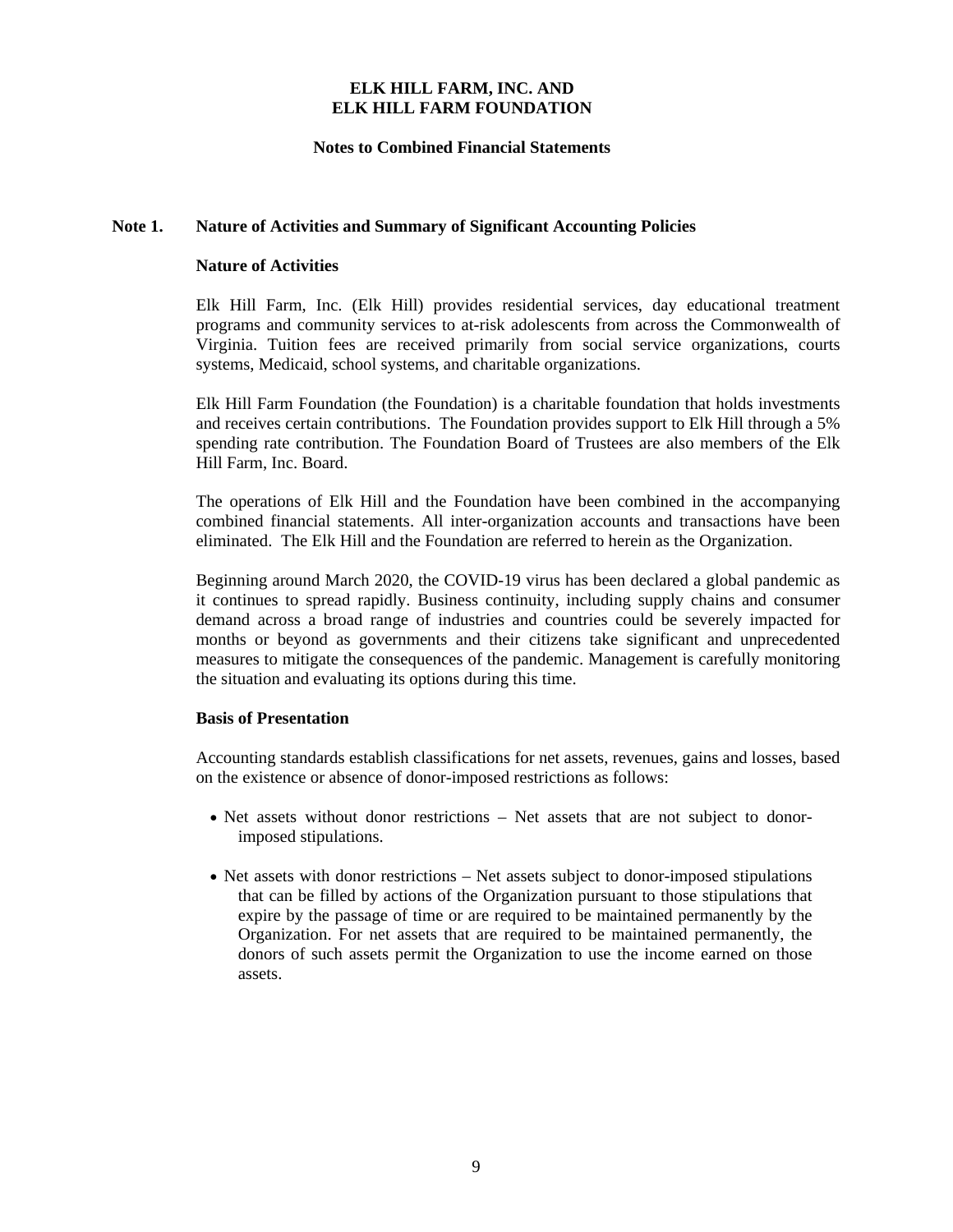**ELK HILL FARM, INC. AND**
**ELK HILL FARM FOUNDATION**

**Notes to Combined Financial Statements**

## Note 1. Nature of Activities and Summary of Significant Accounting Policies

### Nature of Activities

Elk Hill Farm, Inc. (Elk Hill) provides residential services, day educational treatment programs and community services to at-risk adolescents from across the Commonwealth of Virginia. Tuition fees are received primarily from social service organizations, courts systems, Medicaid, school systems, and charitable organizations.

Elk Hill Farm Foundation (the Foundation) is a charitable foundation that holds investments and receives certain contributions. The Foundation provides support to Elk Hill through a 5% spending rate contribution. The Foundation Board of Trustees are also members of the Elk Hill Farm, Inc. Board.

The operations of Elk Hill and the Foundation have been combined in the accompanying combined financial statements. All inter-organization accounts and transactions have been eliminated. The Elk Hill and the Foundation are referred to herein as the Organization.

Beginning around March 2020, the COVID-19 virus has been declared a global pandemic as it continues to spread rapidly. Business continuity, including supply chains and consumer demand across a broad range of industries and countries could be severely impacted for months or beyond as governments and their citizens take significant and unprecedented measures to mitigate the consequences of the pandemic. Management is carefully monitoring the situation and evaluating its options during this time.

### Basis of Presentation

Accounting standards establish classifications for net assets, revenues, gains and losses, based on the existence or absence of donor-imposed restrictions as follows:

- Net assets without donor restrictions – Net assets that are not subject to donor-imposed stipulations.
- Net assets with donor restrictions – Net assets subject to donor-imposed stipulations that can be filled by actions of the Organization pursuant to those stipulations that expire by the passage of time or are required to be maintained permanently by the Organization. For net assets that are required to be maintained permanently, the donors of such assets permit the Organization to use the income earned on those assets.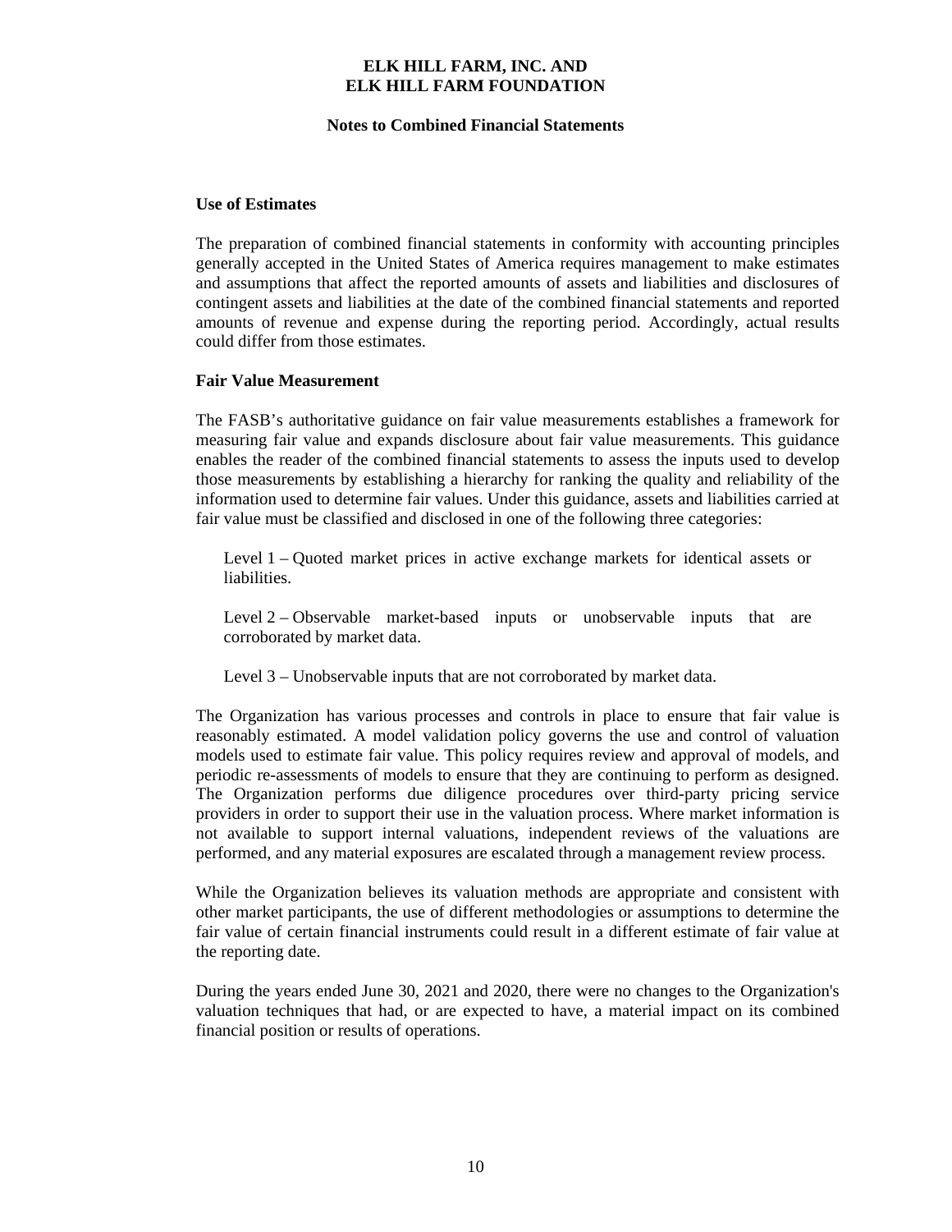### Use of Estimates

The preparation of combined financial statements in conformity with accounting principles generally accepted in the United States of America requires management to make estimates and assumptions that affect the reported amounts of assets and liabilities and disclosures of contingent assets and liabilities at the date of the combined financial statements and reported amounts of revenue and expense during the reporting period. Accordingly, actual results could differ from those estimates.

### Fair Value Measurement

The FASB's authoritative guidance on fair value measurements establishes a framework for measuring fair value and expands disclosure about fair value measurements. This guidance enables the reader of the combined financial statements to assess the inputs used to develop those measurements by establishing a hierarchy for ranking the quality and reliability of the information used to determine fair values. Under this guidance, assets and liabilities carried at fair value must be classified and disclosed in one of the following three categories:

Level 1 – Quoted market prices in active exchange markets for identical assets or liabilities.

Level 2 – Observable market-based inputs or unobservable inputs that are corroborated by market data.

Level 3 – Unobservable inputs that are not corroborated by market data.

The Organization has various processes and controls in place to ensure that fair value is reasonably estimated. A model validation policy governs the use and control of valuation models used to estimate fair value. This policy requires review and approval of models, and periodic re-assessments of models to ensure that they are continuing to perform as designed. The Organization performs due diligence procedures over third-party pricing service providers in order to support their use in the valuation process. Where market information is not available to support internal valuations, independent reviews of the valuations are performed, and any material exposures are escalated through a management review process.

While the Organization believes its valuation methods are appropriate and consistent with other market participants, the use of different methodologies or assumptions to determine the fair value of certain financial instruments could result in a different estimate of fair value at the reporting date.

During the years ended June 30, 2021 and 2020, there were no changes to the Organization's valuation techniques that had, or are expected to have, a material impact on its combined financial position or results of operations.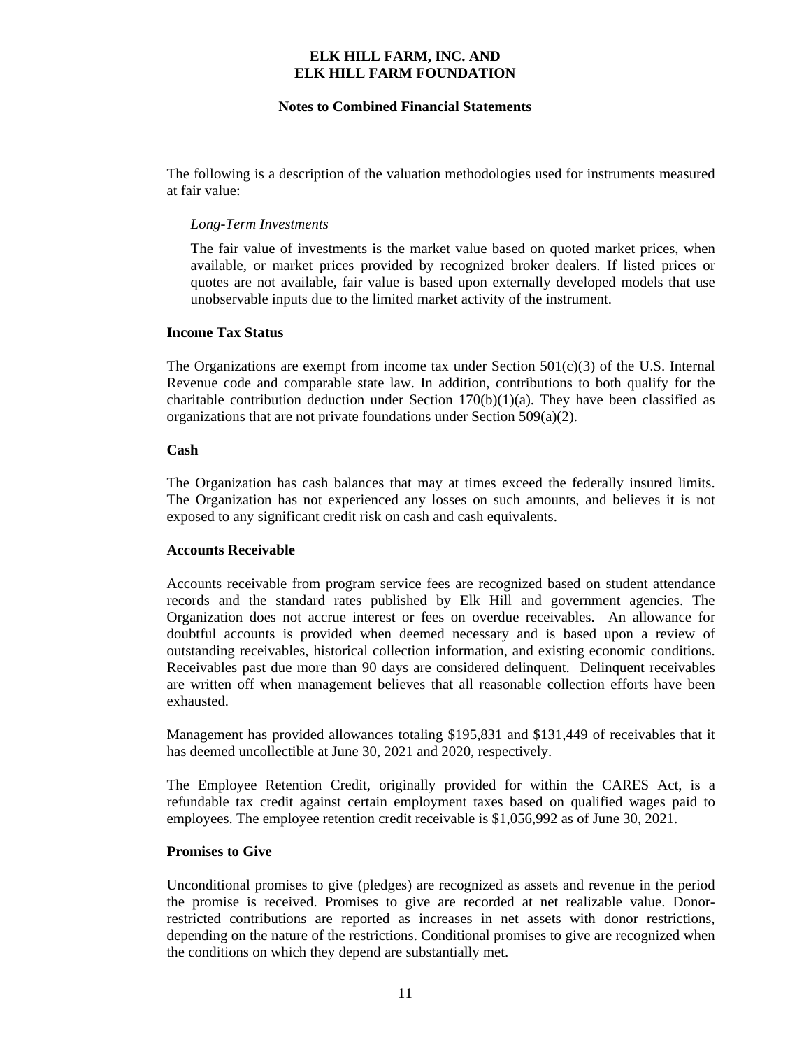The following is a description of the valuation methodologies used for instruments measured at fair value:

*Long-Term Investments*

The fair value of investments is the market value based on quoted market prices, when available, or market prices provided by recognized broker dealers. If listed prices or quotes are not available, fair value is based upon externally developed models that use unobservable inputs due to the limited market activity of the instrument.

**Income Tax Status**

The Organizations are exempt from income tax under Section 501(c)(3) of the U.S. Internal Revenue code and comparable state law. In addition, contributions to both qualify for the charitable contribution deduction under Section 170(b)(1)(a). They have been classified as organizations that are not private foundations under Section 509(a)(2).

**Cash**

The Organization has cash balances that may at times exceed the federally insured limits. The Organization has not experienced any losses on such amounts, and believes it is not exposed to any significant credit risk on cash and cash equivalents.

**Accounts Receivable**

Accounts receivable from program service fees are recognized based on student attendance records and the standard rates published by Elk Hill and government agencies. The Organization does not accrue interest or fees on overdue receivables. An allowance for doubtful accounts is provided when deemed necessary and is based upon a review of outstanding receivables, historical collection information, and existing economic conditions. Receivables past due more than 90 days are considered delinquent. Delinquent receivables are written off when management believes that all reasonable collection efforts have been exhausted.

Management has provided allowances totaling $195,831 and $131,449 of receivables that it has deemed uncollectible at June 30, 2021 and 2020, respectively.

The Employee Retention Credit, originally provided for within the CARES Act, is a refundable tax credit against certain employment taxes based on qualified wages paid to employees. The employee retention credit receivable is $1,056,992 as of June 30, 2021.

**Promises to Give**

Unconditional promises to give (pledges) are recognized as assets and revenue in the period the promise is received. Promises to give are recorded at net realizable value. Donor-restricted contributions are reported as increases in net assets with donor restrictions, depending on the nature of the restrictions. Conditional promises to give are recognized when the conditions on which they depend are substantially met.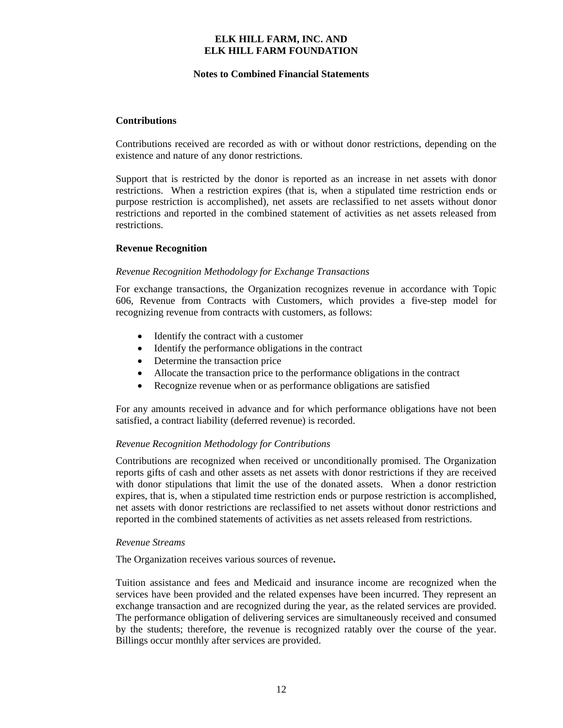### Contributions

Contributions received are recorded as with or without donor restrictions, depending on the existence and nature of any donor restrictions.

Support that is restricted by the donor is reported as an increase in net assets with donor restrictions. When a restriction expires (that is, when a stipulated time restriction ends or purpose restriction is accomplished), net assets are reclassified to net assets without donor restrictions and reported in the combined statement of activities as net assets released from restrictions.

### Revenue Recognition

*Revenue Recognition Methodology for Exchange Transactions*

For exchange transactions, the Organization recognizes revenue in accordance with Topic 606, Revenue from Contracts with Customers, which provides a five-step model for recognizing revenue from contracts with customers, as follows:

- Identify the contract with a customer
- Identify the performance obligations in the contract
- Determine the transaction price
- Allocate the transaction price to the performance obligations in the contract
- Recognize revenue when or as performance obligations are satisfied

For any amounts received in advance and for which performance obligations have not been satisfied, a contract liability (deferred revenue) is recorded.

*Revenue Recognition Methodology for Contributions*

Contributions are recognized when received or unconditionally promised. The Organization reports gifts of cash and other assets as net assets with donor restrictions if they are received with donor stipulations that limit the use of the donated assets. When a donor restriction expires, that is, when a stipulated time restriction ends or purpose restriction is accomplished, net assets with donor restrictions are reclassified to net assets without donor restrictions and reported in the combined statements of activities as net assets released from restrictions.

*Revenue Streams*

The Organization receives various sources of revenue**.**

Tuition assistance and fees and Medicaid and insurance income are recognized when the services have been provided and the related expenses have been incurred. They represent an exchange transaction and are recognized during the year, as the related services are provided. The performance obligation of delivering services are simultaneously received and consumed by the students; therefore, the revenue is recognized ratably over the course of the year. Billings occur monthly after services are provided.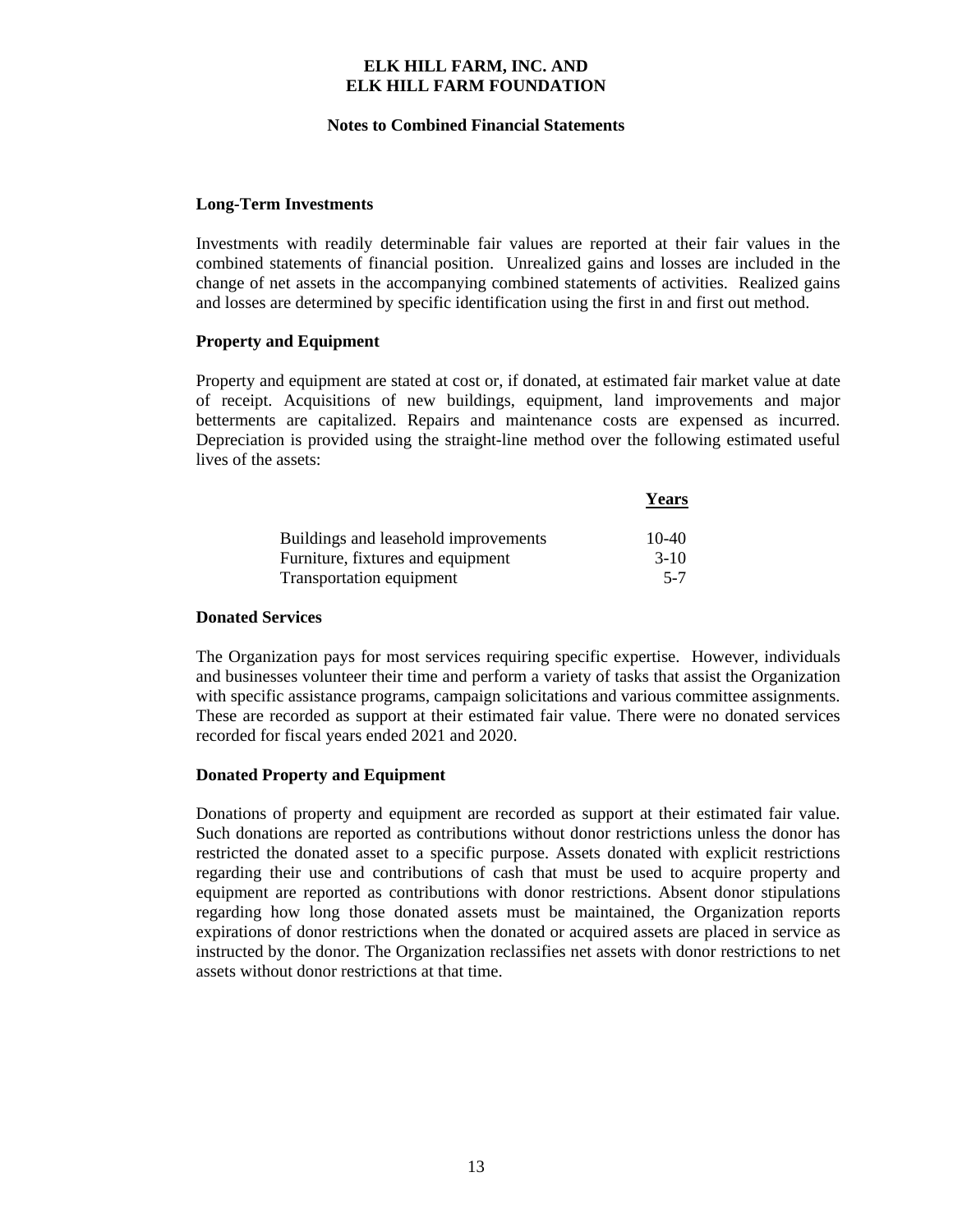### Long-Term Investments

Investments with readily determinable fair values are reported at their fair values in the combined statements of financial position. Unrealized gains and losses are included in the change of net assets in the accompanying combined statements of activities. Realized gains and losses are determined by specific identification using the first in and first out method.

### Property and Equipment

Property and equipment are stated at cost or, if donated, at estimated fair market value at date of receipt. Acquisitions of new buildings, equipment, land improvements and major betterments are capitalized. Repairs and maintenance costs are expensed as incurred. Depreciation is provided using the straight-line method over the following estimated useful lives of the assets:

| | Years |
|---|---|
| Buildings and leasehold improvements | 10-40 |
| Furniture, fixtures and equipment | 3-10 |
| Transportation equipment | 5-7 |

### Donated Services

The Organization pays for most services requiring specific expertise. However, individuals and businesses volunteer their time and perform a variety of tasks that assist the Organization with specific assistance programs, campaign solicitations and various committee assignments. These are recorded as support at their estimated fair value. There were no donated services recorded for fiscal years ended 2021 and 2020.

### Donated Property and Equipment

Donations of property and equipment are recorded as support at their estimated fair value. Such donations are reported as contributions without donor restrictions unless the donor has restricted the donated asset to a specific purpose. Assets donated with explicit restrictions regarding their use and contributions of cash that must be used to acquire property and equipment are reported as contributions with donor restrictions. Absent donor stipulations regarding how long those donated assets must be maintained, the Organization reports expirations of donor restrictions when the donated or acquired assets are placed in service as instructed by the donor. The Organization reclassifies net assets with donor restrictions to net assets without donor restrictions at that time.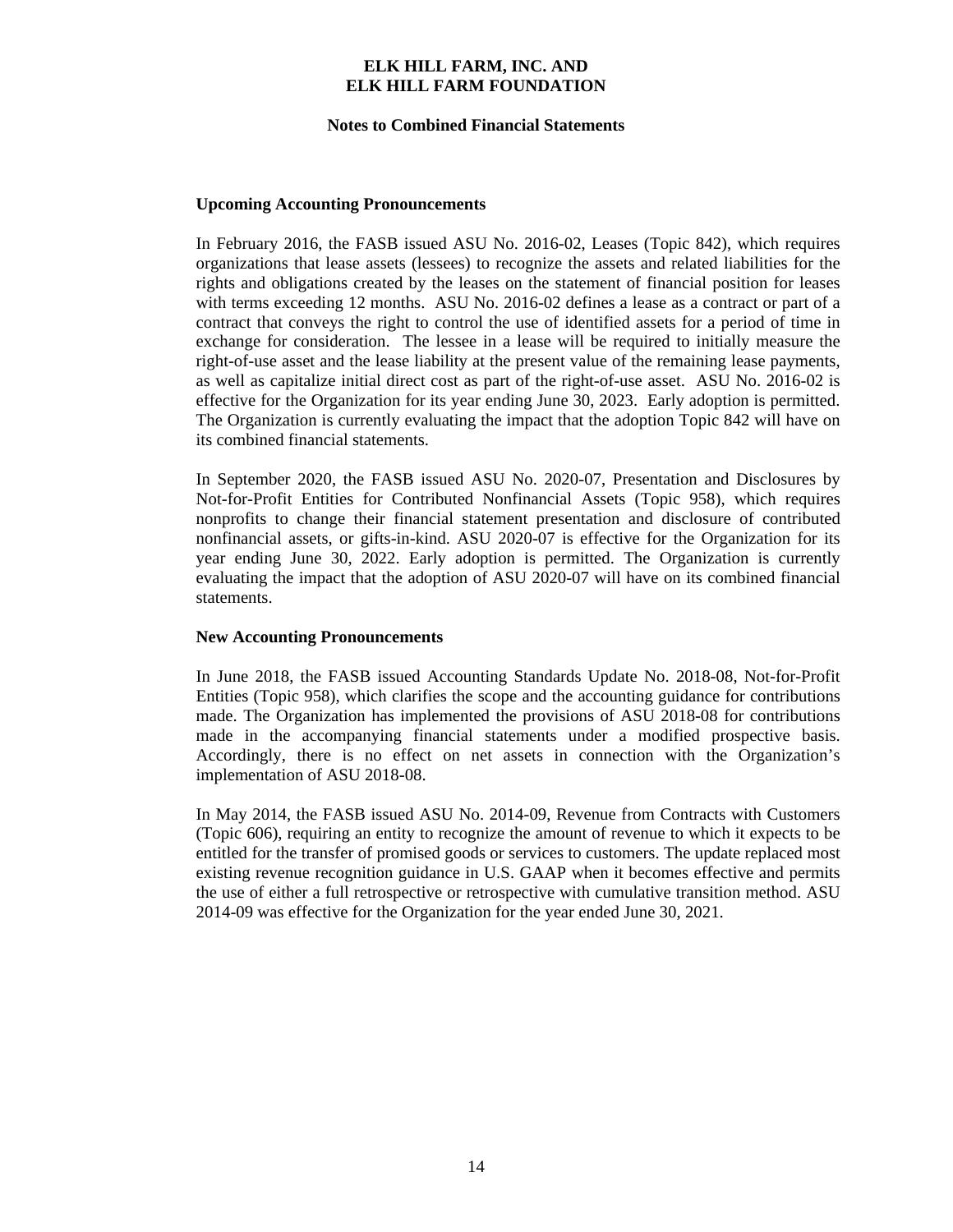ELK HILL FARM, INC. AND
ELK HILL FARM FOUNDATION

Notes to Combined Financial Statements

**Upcoming Accounting Pronouncements**

In February 2016, the FASB issued ASU No. 2016-02, Leases (Topic 842), which requires organizations that lease assets (lessees) to recognize the assets and related liabilities for the rights and obligations created by the leases on the statement of financial position for leases with terms exceeding 12 months. ASU No. 2016-02 defines a lease as a contract or part of a contract that conveys the right to control the use of identified assets for a period of time in exchange for consideration. The lessee in a lease will be required to initially measure the right-of-use asset and the lease liability at the present value of the remaining lease payments, as well as capitalize initial direct cost as part of the right-of-use asset. ASU No. 2016-02 is effective for the Organization for its year ending June 30, 2023. Early adoption is permitted. The Organization is currently evaluating the impact that the adoption Topic 842 will have on its combined financial statements.

In September 2020, the FASB issued ASU No. 2020-07, Presentation and Disclosures by Not-for-Profit Entities for Contributed Nonfinancial Assets (Topic 958), which requires nonprofits to change their financial statement presentation and disclosure of contributed nonfinancial assets, or gifts-in-kind. ASU 2020-07 is effective for the Organization for its year ending June 30, 2022. Early adoption is permitted. The Organization is currently evaluating the impact that the adoption of ASU 2020-07 will have on its combined financial statements.

**New Accounting Pronouncements**

In June 2018, the FASB issued Accounting Standards Update No. 2018-08, Not-for-Profit Entities (Topic 958), which clarifies the scope and the accounting guidance for contributions made. The Organization has implemented the provisions of ASU 2018-08 for contributions made in the accompanying financial statements under a modified prospective basis. Accordingly, there is no effect on net assets in connection with the Organization's implementation of ASU 2018-08.

In May 2014, the FASB issued ASU No. 2014-09, Revenue from Contracts with Customers (Topic 606), requiring an entity to recognize the amount of revenue to which it expects to be entitled for the transfer of promised goods or services to customers. The update replaced most existing revenue recognition guidance in U.S. GAAP when it becomes effective and permits the use of either a full retrospective or retrospective with cumulative transition method. ASU 2014-09 was effective for the Organization for the year ended June 30, 2021.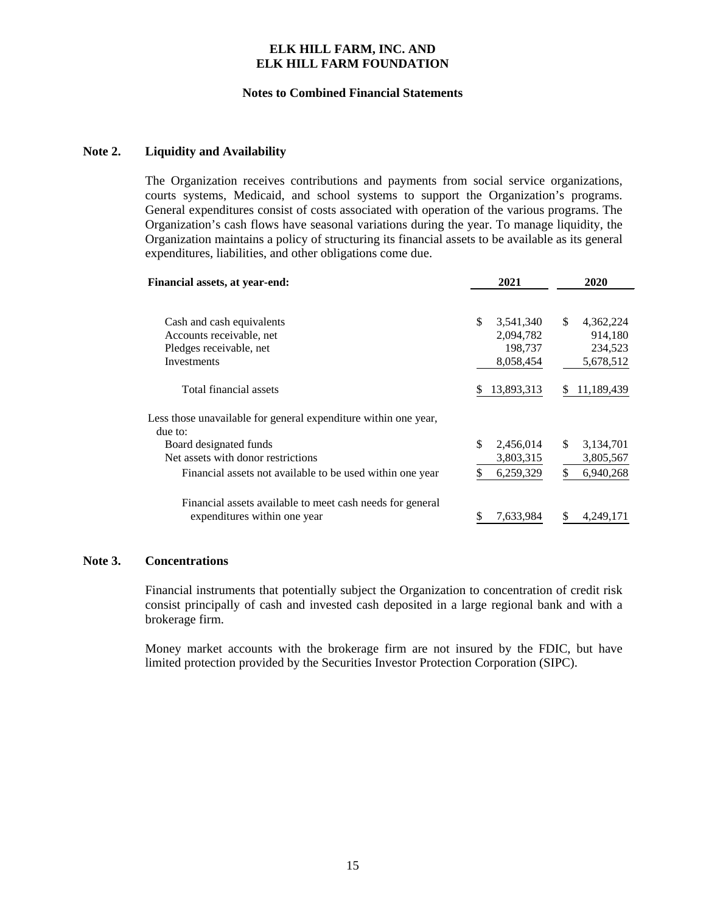# ELK HILL FARM, INC. AND ELK HILL FARM FOUNDATION

## Notes to Combined Financial Statements

### Note 2. Liquidity and Availability

The Organization receives contributions and payments from social service organizations, courts systems, Medicaid, and school systems to support the Organization's programs. General expenditures consist of costs associated with operation of the various programs. The Organization's cash flows have seasonal variations during the year. To manage liquidity, the Organization maintains a policy of structuring its financial assets to be available as its general expenditures, liabilities, and other obligations come due.

| Financial assets, at year-end: | 2021 | 2020 |
|---|---|---|
| Cash and cash equivalents | $ 3,541,340 | $ 4,362,224 |
| Accounts receivable, net | 2,094,782 | 914,180 |
| Pledges receivable, net | 198,737 | 234,523 |
| Investments | 8,058,454 | 5,678,512 |
| Total financial assets | $ 13,893,313 | $ 11,189,439 |
| Less those unavailable for general expenditure within one year, due to: | | |
| Board designated funds | $ 2,456,014 | $ 3,134,701 |
| Net assets with donor restrictions | 3,803,315 | 3,805,567 |
| Financial assets not available to be used within one year | $ 6,259,329 | $ 6,940,268 |
| Financial assets available to meet cash needs for general expenditures within one year | $ 7,633,984 | $ 4,249,171 |

### Note 3. Concentrations

Financial instruments that potentially subject the Organization to concentration of credit risk consist principally of cash and invested cash deposited in a large regional bank and with a brokerage firm.

Money market accounts with the brokerage firm are not insured by the FDIC, but have limited protection provided by the Securities Investor Protection Corporation (SIPC).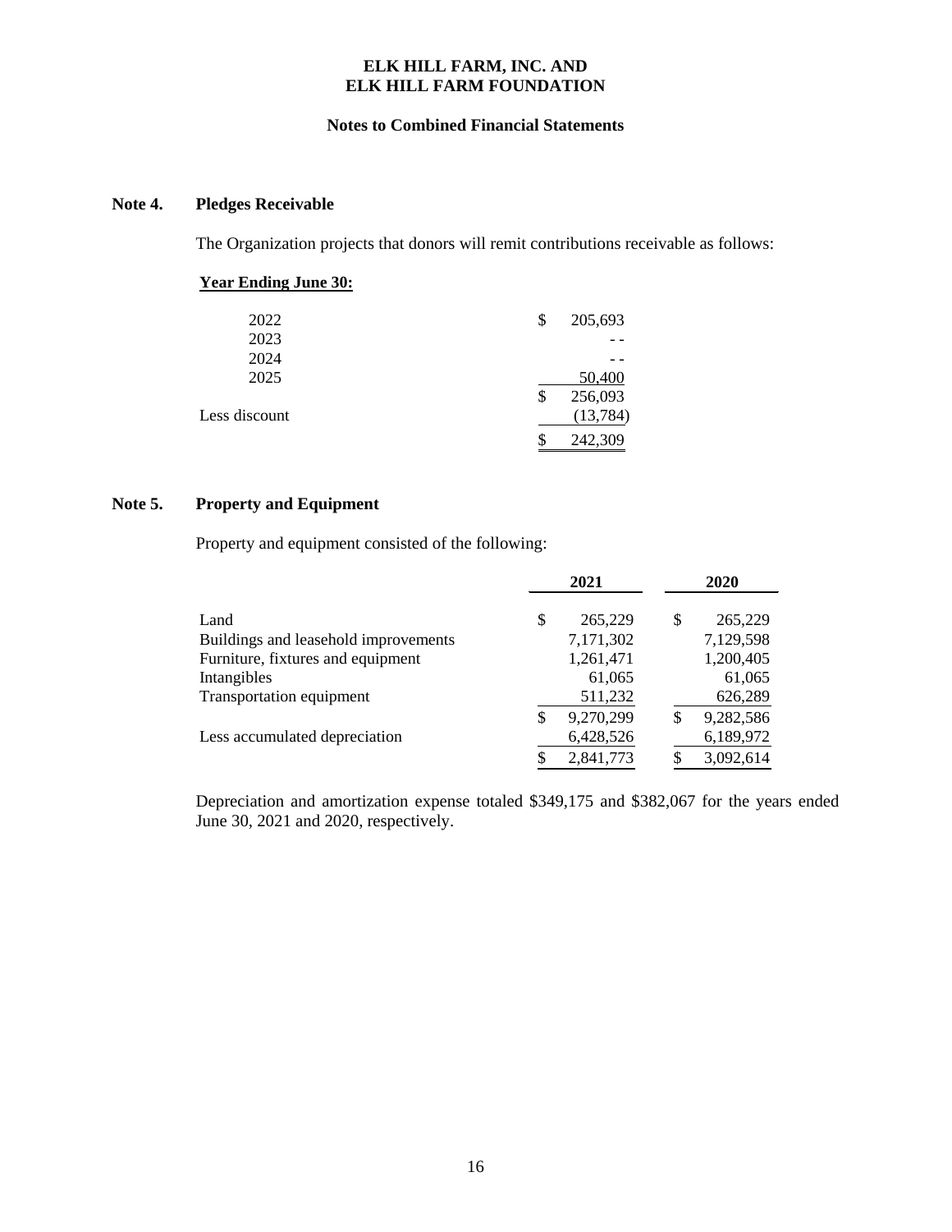**ELK HILL FARM, INC. AND**
**ELK HILL FARM FOUNDATION**

**Notes to Combined Financial Statements**

## Note 4. Pledges Receivable

The Organization projects that donors will remit contributions receivable as follows:

| **Year Ending June 30:** | |
|---|---|
| 2022 | $ 205,693 |
| 2023 | - - |
| 2024 | - - |
| 2025 | 50,400 |
| | $ 256,093 |
| Less discount | (13,784) |
| | $ 242,309 |

## Note 5. Property and Equipment

Property and equipment consisted of the following:

| | 2021 | 2020 |
|---|---|---|
| Land | $ 265,229 | $ 265,229 |
| Buildings and leasehold improvements | 7,171,302 | 7,129,598 |
| Furniture, fixtures and equipment | 1,261,471 | 1,200,405 |
| Intangibles | 61,065 | 61,065 |
| Transportation equipment | 511,232 | 626,289 |
| | $ 9,270,299 | $ 9,282,586 |
| Less accumulated depreciation | 6,428,526 | 6,189,972 |
| | $ 2,841,773 | $ 3,092,614 |

Depreciation and amortization expense totaled $349,175 and $382,067 for the years ended June 30, 2021 and 2020, respectively.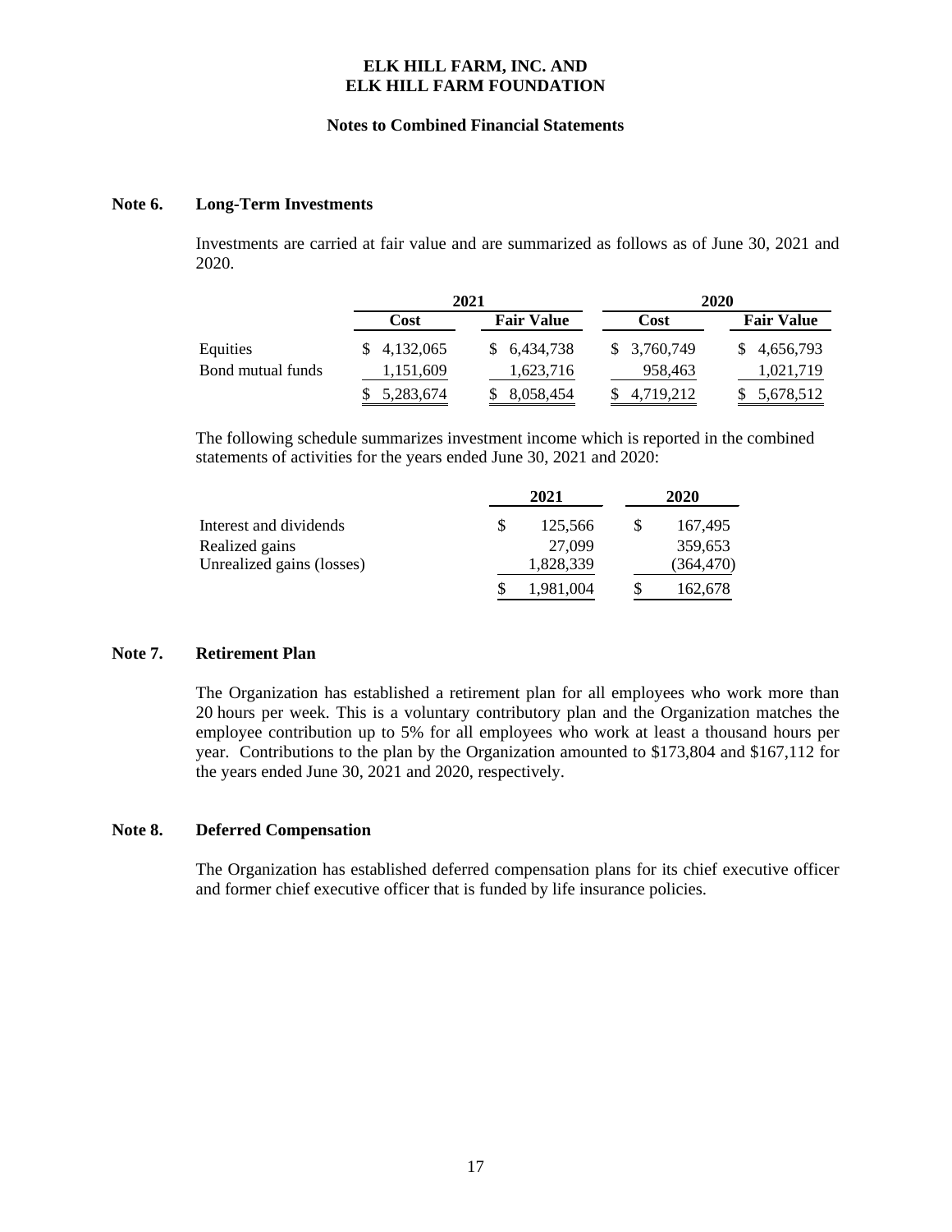# ELK HILL FARM, INC. AND ELK HILL FARM FOUNDATION

## Notes to Combined Financial Statements

### Note 6. Long-Term Investments

Investments are carried at fair value and are summarized as follows as of June 30, 2021 and 2020.

| | 2021 | | 2020 | |
|---|---|---|---|---|
| | **Cost** | **Fair Value** | **Cost** | **Fair Value** |
| Equities | $ 4,132,065 | $ 6,434,738 | $ 3,760,749 | $ 4,656,793 |
| Bond mutual funds | 1,151,609 | 1,623,716 | 958,463 | 1,021,719 |
| | $ 5,283,674 | $ 8,058,454 | $ 4,719,212 | $ 5,678,512 |

The following schedule summarizes investment income which is reported in the combined statements of activities for the years ended June 30, 2021 and 2020:

| | 2021 | 2020 |
|---|---|---|
| Interest and dividends | $ 125,566 | $ 167,495 |
| Realized gains | 27,099 | 359,653 |
| Unrealized gains (losses) | 1,828,339 | (364,470) |
| | $ 1,981,004 | $ 162,678 |

### Note 7. Retirement Plan

The Organization has established a retirement plan for all employees who work more than 20 hours per week. This is a voluntary contributory plan and the Organization matches the employee contribution up to 5% for all employees who work at least a thousand hours per year. Contributions to the plan by the Organization amounted to $173,804 and $167,112 for the years ended June 30, 2021 and 2020, respectively.

### Note 8. Deferred Compensation

The Organization has established deferred compensation plans for its chief executive officer and former chief executive officer that is funded by life insurance policies.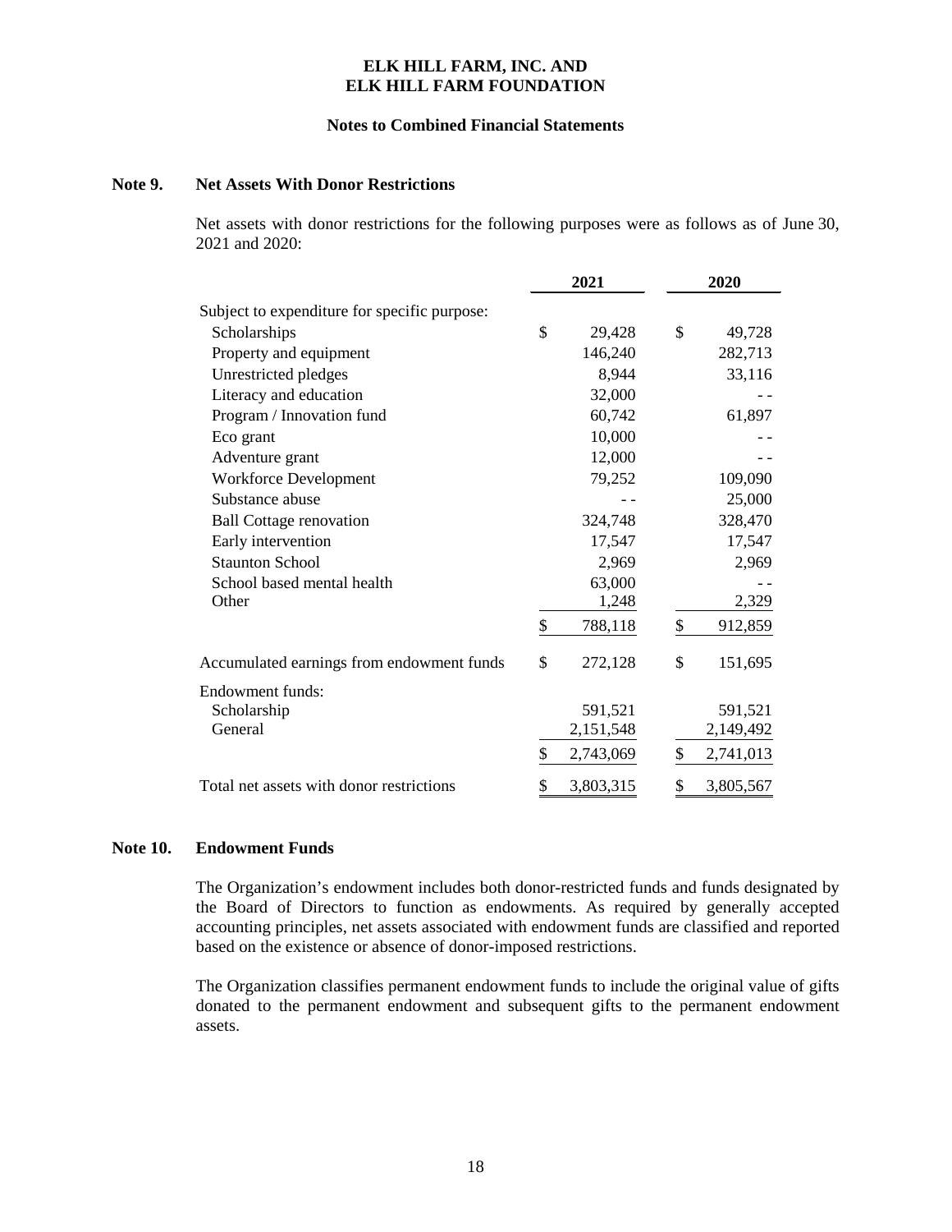**ELK HILL FARM, INC. AND**
**ELK HILL FARM FOUNDATION**

**Notes to Combined Financial Statements**

## Note 9. Net Assets With Donor Restrictions

Net assets with donor restrictions for the following purposes were as follows as of June 30, 2021 and 2020:

| | 2021 | 2020 |
|---|---|---|
| Subject to expenditure for specific purpose: | | |
| Scholarships | $ 29,428 | $ 49,728 |
| Property and equipment | 146,240 | 282,713 |
| Unrestricted pledges | 8,944 | 33,116 |
| Literacy and education | 32,000 | - - |
| Program / Innovation fund | 60,742 | 61,897 |
| Eco grant | 10,000 | - - |
| Adventure grant | 12,000 | - - |
| Workforce Development | 79,252 | 109,090 |
| Substance abuse | - - | 25,000 |
| Ball Cottage renovation | 324,748 | 328,470 |
| Early intervention | 17,547 | 17,547 |
| Staunton School | 2,969 | 2,969 |
| School based mental health | 63,000 | - - |
| Other | 1,248 | 2,329 |
| | $ 788,118 | $ 912,859 |
| Accumulated earnings from endowment funds | $ 272,128 | $ 151,695 |
| Endowment funds: | | |
| Scholarship | 591,521 | 591,521 |
| General | 2,151,548 | 2,149,492 |
| | $ 2,743,069 | $ 2,741,013 |
| Total net assets with donor restrictions | $ 3,803,315 | $ 3,805,567 |

## Note 10. Endowment Funds

The Organization's endowment includes both donor-restricted funds and funds designated by the Board of Directors to function as endowments. As required by generally accepted accounting principles, net assets associated with endowment funds are classified and reported based on the existence or absence of donor-imposed restrictions.

The Organization classifies permanent endowment funds to include the original value of gifts donated to the permanent endowment and subsequent gifts to the permanent endowment assets.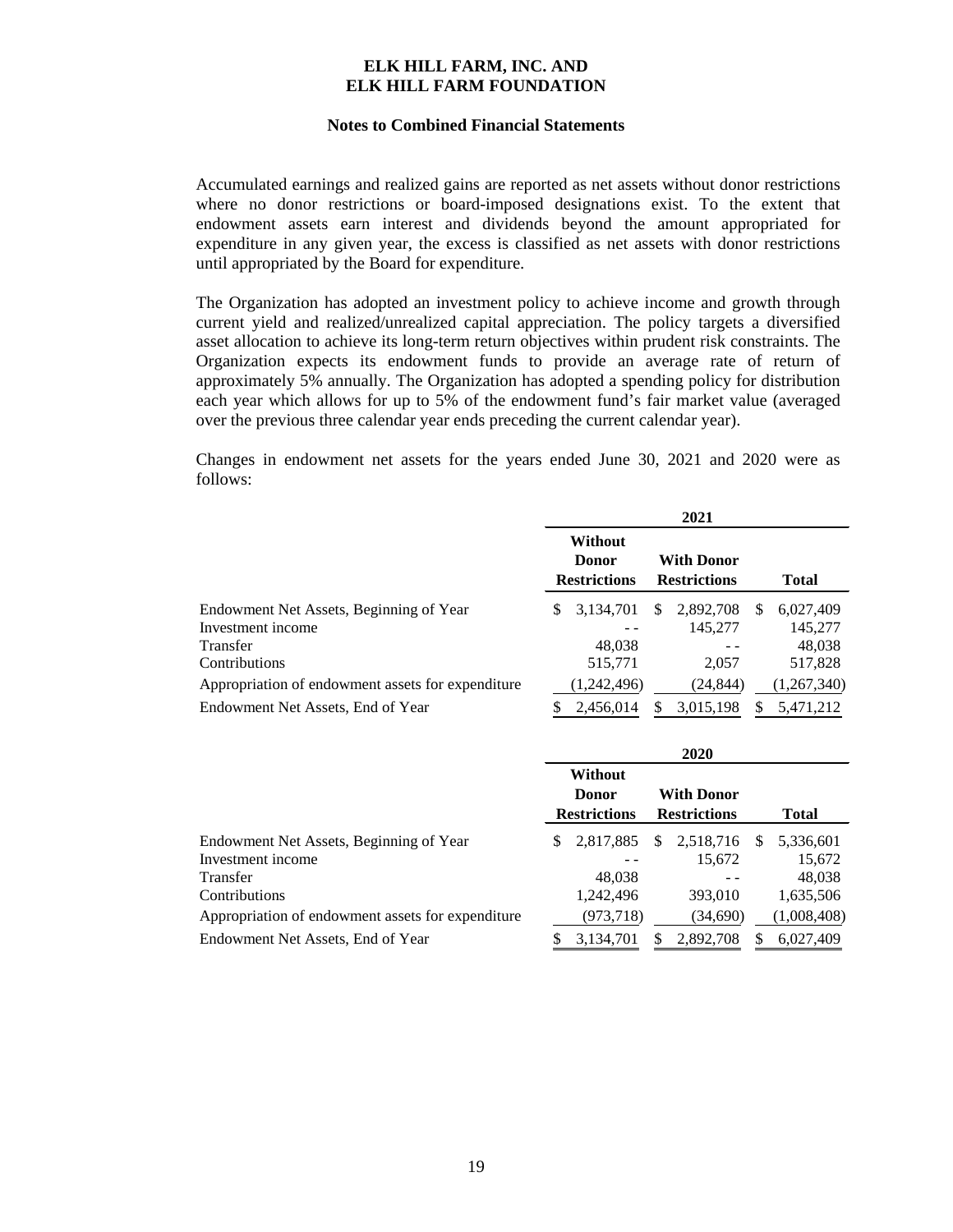Accumulated earnings and realized gains are reported as net assets without donor restrictions where no donor restrictions or board-imposed designations exist. To the extent that endowment assets earn interest and dividends beyond the amount appropriated for expenditure in any given year, the excess is classified as net assets with donor restrictions until appropriated by the Board for expenditure.

The Organization has adopted an investment policy to achieve income and growth through current yield and realized/unrealized capital appreciation. The policy targets a diversified asset allocation to achieve its long-term return objectives within prudent risk constraints. The Organization expects its endowment funds to provide an average rate of return of approximately 5% annually. The Organization has adopted a spending policy for distribution each year which allows for up to 5% of the endowment fund's fair market value (averaged over the previous three calendar year ends preceding the current calendar year).

Changes in endowment net assets for the years ended June 30, 2021 and 2020 were as follows:

| | 2021 | | |
|---|---|---|---|
| | **Without Donor Restrictions** | **With Donor Restrictions** | **Total** |
| Endowment Net Assets, Beginning of Year | $ 3,134,701 | $ 2,892,708 | $ 6,027,409 |
| Investment income | - - | 145,277 | 145,277 |
| Transfer | 48,038 | - - | 48,038 |
| Contributions | 515,771 | 2,057 | 517,828 |
| Appropriation of endowment assets for expenditure | (1,242,496) | (24,844) | (1,267,340) |
| Endowment Net Assets, End of Year | $ 2,456,014 | $ 3,015,198 | $ 5,471,212 |

| | 2020 | | |
|---|---|---|---|
| | **Without Donor Restrictions** | **With Donor Restrictions** | **Total** |
| Endowment Net Assets, Beginning of Year | $ 2,817,885 | $ 2,518,716 | $ 5,336,601 |
| Investment income | - - | 15,672 | 15,672 |
| Transfer | 48,038 | - - | 48,038 |
| Contributions | 1,242,496 | 393,010 | 1,635,506 |
| Appropriation of endowment assets for expenditure | (973,718) | (34,690) | (1,008,408) |
| Endowment Net Assets, End of Year | $ 3,134,701 | $ 2,892,708 | $ 6,027,409 |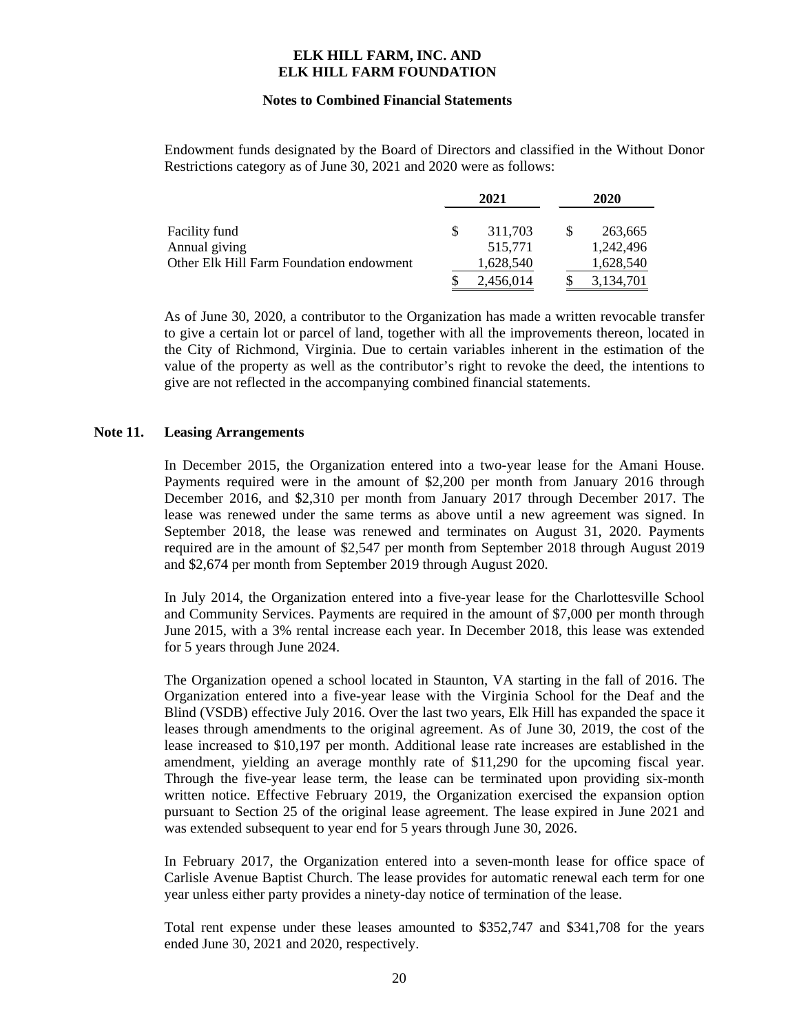Endowment funds designated by the Board of Directors and classified in the Without Donor Restrictions category as of June 30, 2021 and 2020 were as follows:

| | 2021 | 2020 |
|---|---|---|
| Facility fund | $ 311,703 | $ 263,665 |
| Annual giving | 515,771 | 1,242,496 |
| Other Elk Hill Farm Foundation endowment | 1,628,540 | 1,628,540 |
| | $ 2,456,014 | $ 3,134,701 |

As of June 30, 2020, a contributor to the Organization has made a written revocable transfer to give a certain lot or parcel of land, together with all the improvements thereon, located in the City of Richmond, Virginia. Due to certain variables inherent in the estimation of the value of the property as well as the contributor's right to revoke the deed, the intentions to give are not reflected in the accompanying combined financial statements.

## Note 11. Leasing Arrangements

In December 2015, the Organization entered into a two-year lease for the Amani House. Payments required were in the amount of $2,200 per month from January 2016 through December 2016, and $2,310 per month from January 2017 through December 2017. The lease was renewed under the same terms as above until a new agreement was signed. In September 2018, the lease was renewed and terminates on August 31, 2020. Payments required are in the amount of $2,547 per month from September 2018 through August 2019 and $2,674 per month from September 2019 through August 2020.

In July 2014, the Organization entered into a five-year lease for the Charlottesville School and Community Services. Payments are required in the amount of $7,000 per month through June 2015, with a 3% rental increase each year. In December 2018, this lease was extended for 5 years through June 2024.

The Organization opened a school located in Staunton, VA starting in the fall of 2016. The Organization entered into a five-year lease with the Virginia School for the Deaf and the Blind (VSDB) effective July 2016. Over the last two years, Elk Hill has expanded the space it leases through amendments to the original agreement. As of June 30, 2019, the cost of the lease increased to $10,197 per month. Additional lease rate increases are established in the amendment, yielding an average monthly rate of $11,290 for the upcoming fiscal year. Through the five-year lease term, the lease can be terminated upon providing six-month written notice. Effective February 2019, the Organization exercised the expansion option pursuant to Section 25 of the original lease agreement. The lease expired in June 2021 and was extended subsequent to year end for 5 years through June 30, 2026.

In February 2017, the Organization entered into a seven-month lease for office space of Carlisle Avenue Baptist Church. The lease provides for automatic renewal each term for one year unless either party provides a ninety-day notice of termination of the lease.

Total rent expense under these leases amounted to $352,747 and $341,708 for the years ended June 30, 2021 and 2020, respectively.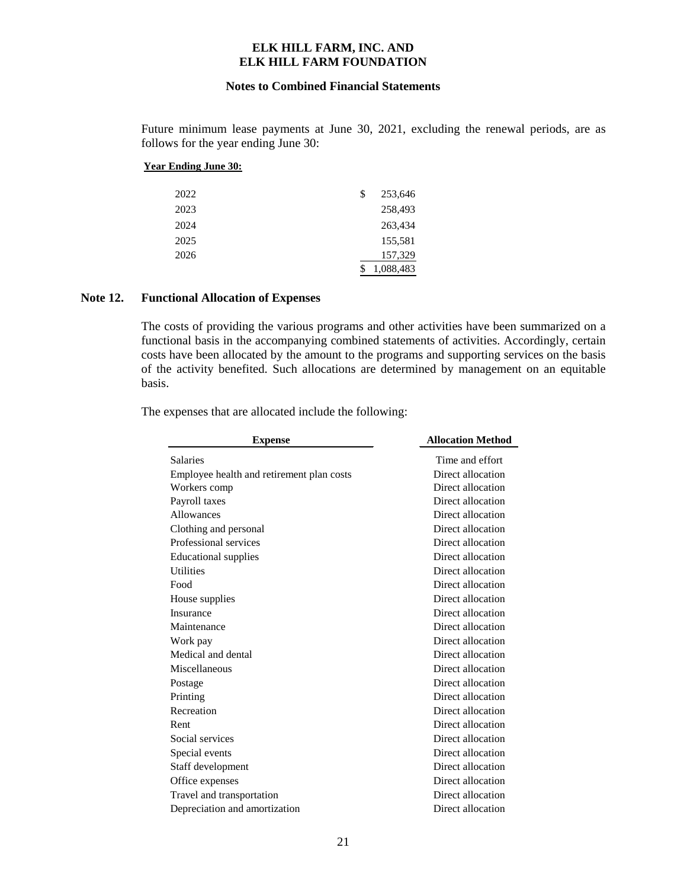Future minimum lease payments at June 30, 2021, excluding the renewal periods, are as follows for the year ending June 30:

**Year Ending June 30:**

| | |
|---|---|
| 2022 | $ 253,646 |
| 2023 | 258,493 |
| 2024 | 263,434 |
| 2025 | 155,581 |
| 2026 | 157,329 |
| | $ 1,088,483 |

## Note 12. Functional Allocation of Expenses

The costs of providing the various programs and other activities have been summarized on a functional basis in the accompanying combined statements of activities. Accordingly, certain costs have been allocated by the amount to the programs and supporting services on the basis of the activity benefited. Such allocations are determined by management on an equitable basis.

The expenses that are allocated include the following:

| Expense | Allocation Method |
|---|---|
| Salaries | Time and effort |
| Employee health and retirement plan costs | Direct allocation |
| Workers comp | Direct allocation |
| Payroll taxes | Direct allocation |
| Allowances | Direct allocation |
| Clothing and personal | Direct allocation |
| Professional services | Direct allocation |
| Educational supplies | Direct allocation |
| Utilities | Direct allocation |
| Food | Direct allocation |
| House supplies | Direct allocation |
| Insurance | Direct allocation |
| Maintenance | Direct allocation |
| Work pay | Direct allocation |
| Medical and dental | Direct allocation |
| Miscellaneous | Direct allocation |
| Postage | Direct allocation |
| Printing | Direct allocation |
| Recreation | Direct allocation |
| Rent | Direct allocation |
| Social services | Direct allocation |
| Special events | Direct allocation |
| Staff development | Direct allocation |
| Office expenses | Direct allocation |
| Travel and transportation | Direct allocation |
| Depreciation and amortization | Direct allocation |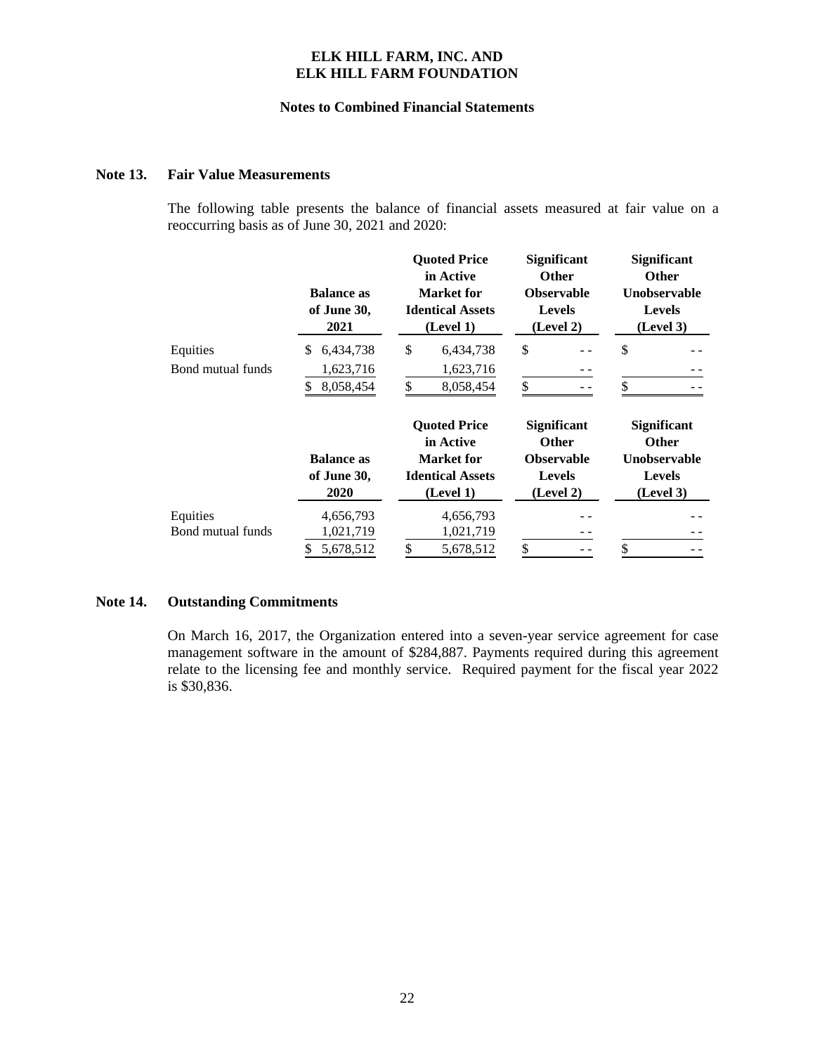ELK HILL FARM, INC. AND
ELK HILL FARM FOUNDATION

Notes to Combined Financial Statements

## Note 13. Fair Value Measurements

The following table presents the balance of financial assets measured at fair value on a reoccurring basis as of June 30, 2021 and 2020:

| | Balance as of June 30, 2021 | Quoted Price in Active Market for Identical Assets (Level 1) | Significant Other Observable Levels (Level 2) | Significant Other Unobservable Levels (Level 3) |
|---|---|---|---|---|
| Equities | $ 6,434,738 | $ 6,434,738 | $ - - | $ - - |
| Bond mutual funds | 1,623,716 | 1,623,716 | - - | - - |
| | $ 8,058,454 | $ 8,058,454 | $ - - | $ - - |

| | Balance as of June 30, 2020 | Quoted Price in Active Market for Identical Assets (Level 1) | Significant Other Observable Levels (Level 2) | Significant Other Unobservable Levels (Level 3) |
|---|---|---|---|---|
| Equities | 4,656,793 | 4,656,793 | - - | - - |
| Bond mutual funds | 1,021,719 | 1,021,719 | - - | - - |
| | $ 5,678,512 | $ 5,678,512 | $ - - | $ - - |

## Note 14. Outstanding Commitments

On March 16, 2017, the Organization entered into a seven-year service agreement for case management software in the amount of $284,887. Payments required during this agreement relate to the licensing fee and monthly service. Required payment for the fiscal year 2022 is $30,836.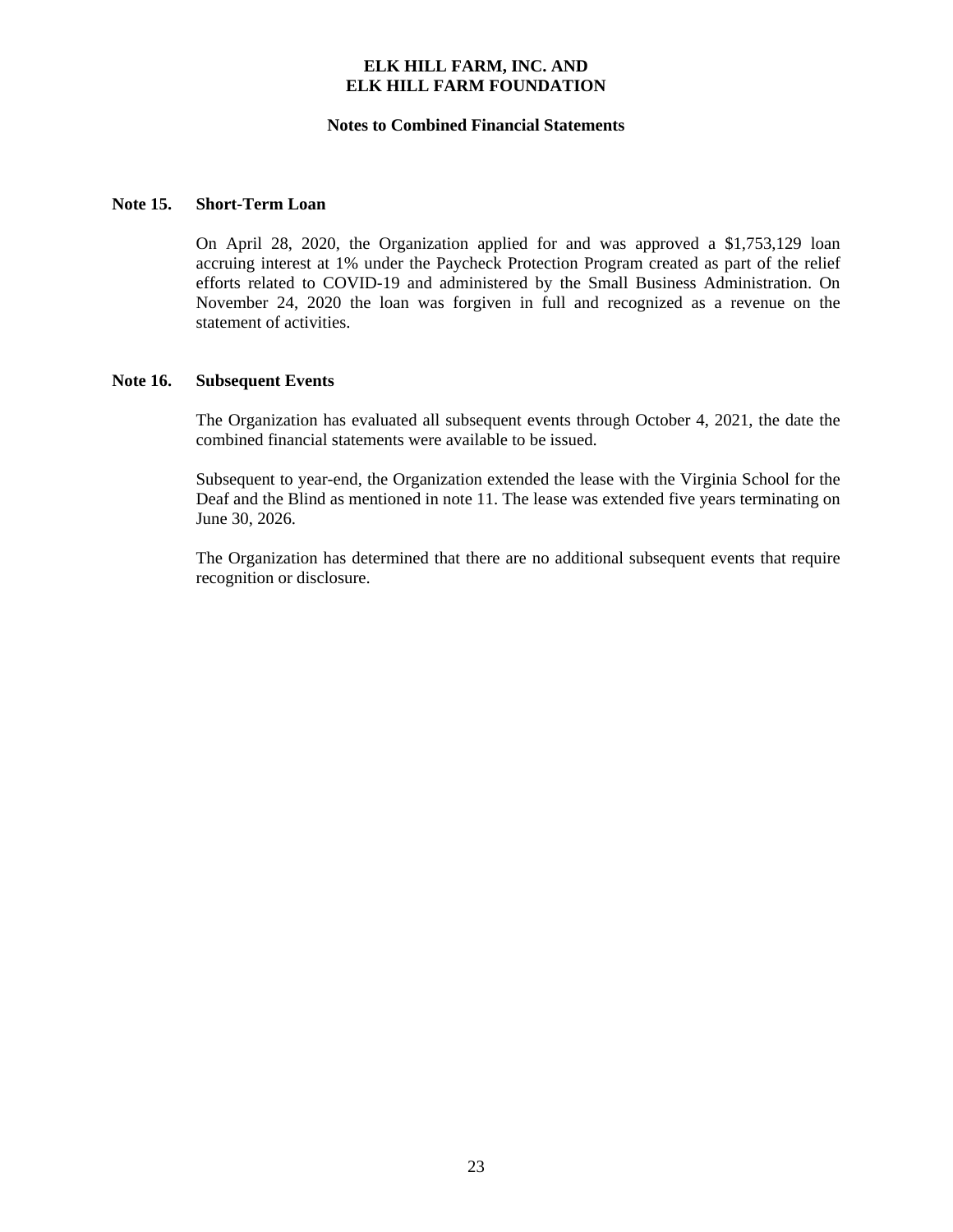## Note 15. Short-Term Loan

On April 28, 2020, the Organization applied for and was approved a $1,753,129 loan accruing interest at 1% under the Paycheck Protection Program created as part of the relief efforts related to COVID-19 and administered by the Small Business Administration. On November 24, 2020 the loan was forgiven in full and recognized as a revenue on the statement of activities.

## Note 16. Subsequent Events

The Organization has evaluated all subsequent events through October 4, 2021, the date the combined financial statements were available to be issued.

Subsequent to year-end, the Organization extended the lease with the Virginia School for the Deaf and the Blind as mentioned in note 11. The lease was extended five years terminating on June 30, 2026.

The Organization has determined that there are no additional subsequent events that require recognition or disclosure.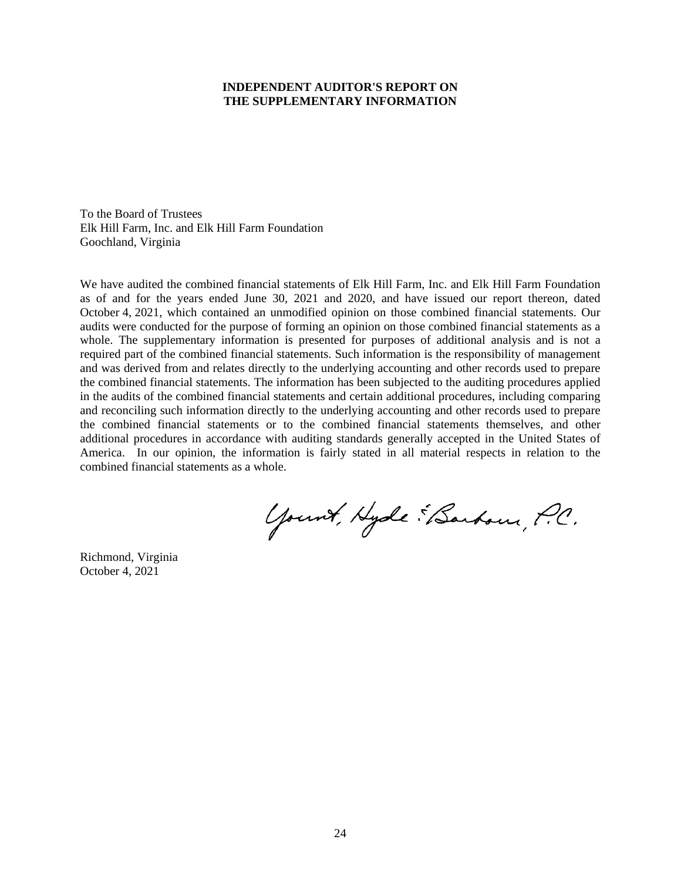# INDEPENDENT AUDITOR'S REPORT ON THE SUPPLEMENTARY INFORMATION

To the Board of Trustees
Elk Hill Farm, Inc. and Elk Hill Farm Foundation
Goochland, Virginia

We have audited the combined financial statements of Elk Hill Farm, Inc. and Elk Hill Farm Foundation as of and for the years ended June 30, 2021 and 2020, and have issued our report thereon, dated October 4, 2021, which contained an unmodified opinion on those combined financial statements. Our audits were conducted for the purpose of forming an opinion on those combined financial statements as a whole. The supplementary information is presented for purposes of additional analysis and is not a required part of the combined financial statements. Such information is the responsibility of management and was derived from and relates directly to the underlying accounting and other records used to prepare the combined financial statements. The information has been subjected to the auditing procedures applied in the audits of the combined financial statements and certain additional procedures, including comparing and reconciling such information directly to the underlying accounting and other records used to prepare the combined financial statements or to the combined financial statements themselves, and other additional procedures in accordance with auditing standards generally accepted in the United States of America. In our opinion, the information is fairly stated in all material respects in relation to the combined financial statements as a whole.

Yount, Hyde & Barbour, P.C.

Richmond, Virginia
October 4, 2021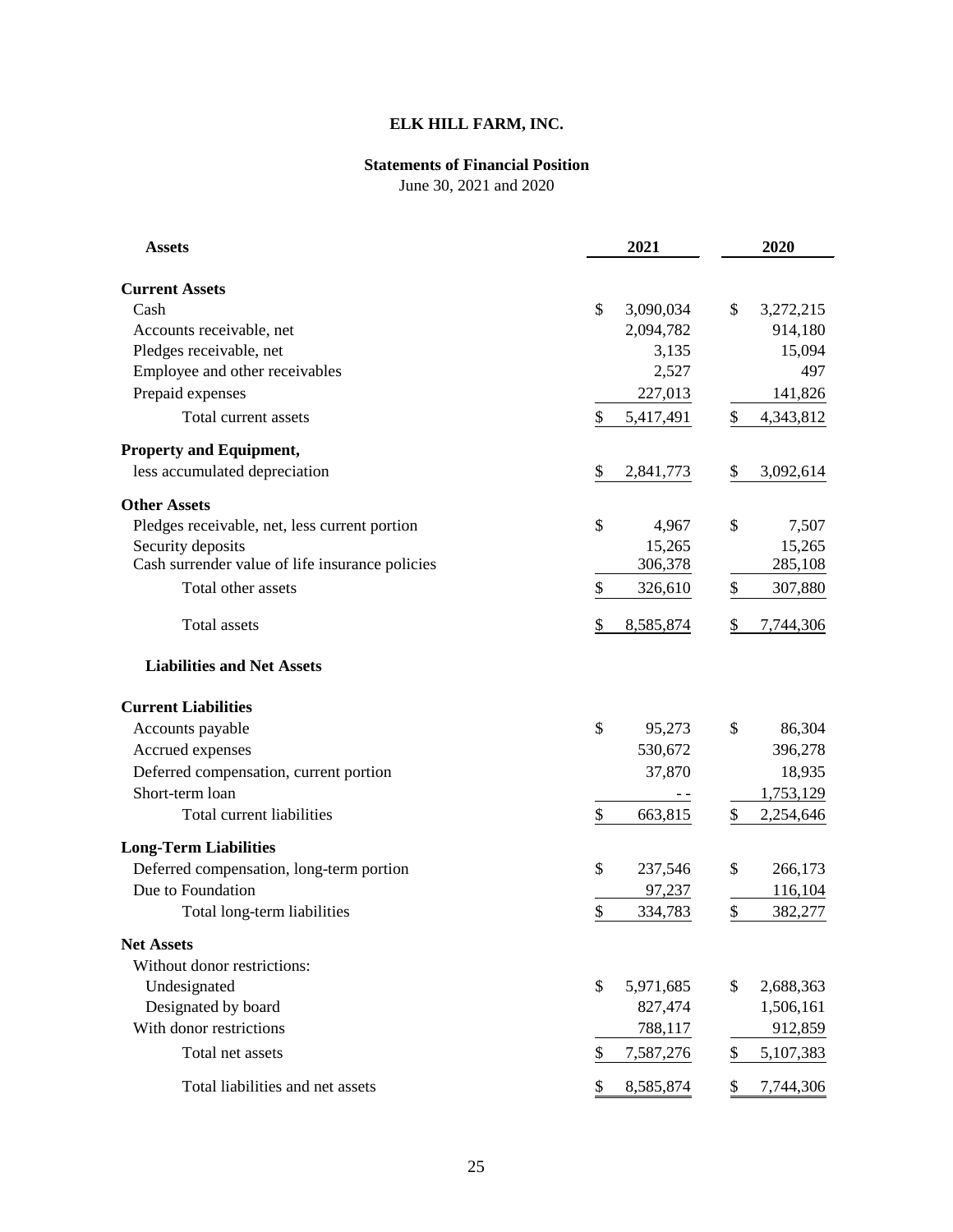# ELK HILL FARM, INC.

## Statements of Financial Position

June 30, 2021 and 2020

| **Assets** | **2021** | **2020** |
|---|---|---|
| **Current Assets** | | |
| Cash | $ 3,090,034 | $ 3,272,215 |
| Accounts receivable, net | 2,094,782 | 914,180 |
| Pledges receivable, net | 3,135 | 15,094 |
| Employee and other receivables | 2,527 | 497 |
| Prepaid expenses | 227,013 | 141,826 |
| Total current assets | $ 5,417,491 | $ 4,343,812 |
| **Property and Equipment,** | | |
| less accumulated depreciation | $ 2,841,773 | $ 3,092,614 |
| **Other Assets** | | |
| Pledges receivable, net, less current portion | $ 4,967 | $ 7,507 |
| Security deposits | 15,265 | 15,265 |
| Cash surrender value of life insurance policies | 306,378 | 285,108 |
| Total other assets | $ 326,610 | $ 307,880 |
| Total assets | $ 8,585,874 | $ 7,744,306 |
| **Liabilities and Net Assets** | | |
| **Current Liabilities** | | |
| Accounts payable | $ 95,273 | $ 86,304 |
| Accrued expenses | 530,672 | 396,278 |
| Deferred compensation, current portion | 37,870 | 18,935 |
| Short-term loan | - - | 1,753,129 |
| Total current liabilities | $ 663,815 | $ 2,254,646 |
| **Long-Term Liabilities** | | |
| Deferred compensation, long-term portion | $ 237,546 | $ 266,173 |
| Due to Foundation | 97,237 | 116,104 |
| Total long-term liabilities | $ 334,783 | $ 382,277 |
| **Net Assets** | | |
| Without donor restrictions: | | |
| Undesignated | $ 5,971,685 | $ 2,688,363 |
| Designated by board | 827,474 | 1,506,161 |
| With donor restrictions | 788,117 | 912,859 |
| Total net assets | $ 7,587,276 | $ 5,107,383 |
| Total liabilities and net assets | $ 8,585,874 | $ 7,744,306 |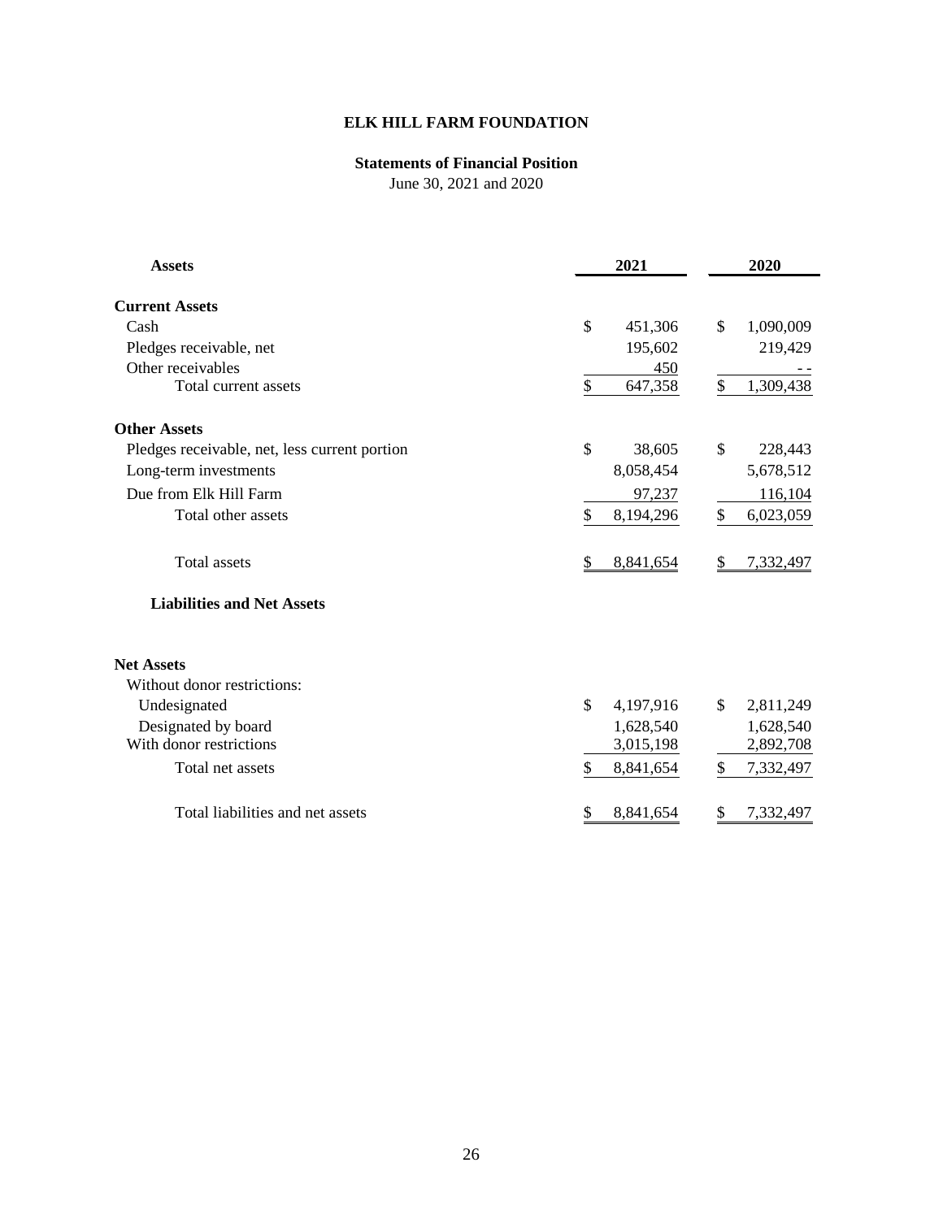**ELK HILL FARM FOUNDATION**

**Statements of Financial Position**

June 30, 2021 and 2020

| **Assets** | **2021** | **2020** |
|---|---|---|
| **Current Assets** | | |
| Cash | $ 451,306 | $ 1,090,009 |
| Pledges receivable, net | 195,602 | 219,429 |
| Other receivables | 450 | - - |
| Total current assets | $ 647,358 | $ 1,309,438 |
| **Other Assets** | | |
| Pledges receivable, net, less current portion | $ 38,605 | $ 228,443 |
| Long-term investments | 8,058,454 | 5,678,512 |
| Due from Elk Hill Farm | 97,237 | 116,104 |
| Total other assets | $ 8,194,296 | $ 6,023,059 |
| Total assets | $ 8,841,654 | $ 7,332,497 |
| **Liabilities and Net Assets** | | |
| **Net Assets** | | |
| Without donor restrictions: | | |
| Undesignated | $ 4,197,916 | $ 2,811,249 |
| Designated by board | 1,628,540 | 1,628,540 |
| With donor restrictions | 3,015,198 | 2,892,708 |
| Total net assets | $ 8,841,654 | $ 7,332,497 |
| Total liabilities and net assets | $ 8,841,654 | $ 7,332,497 |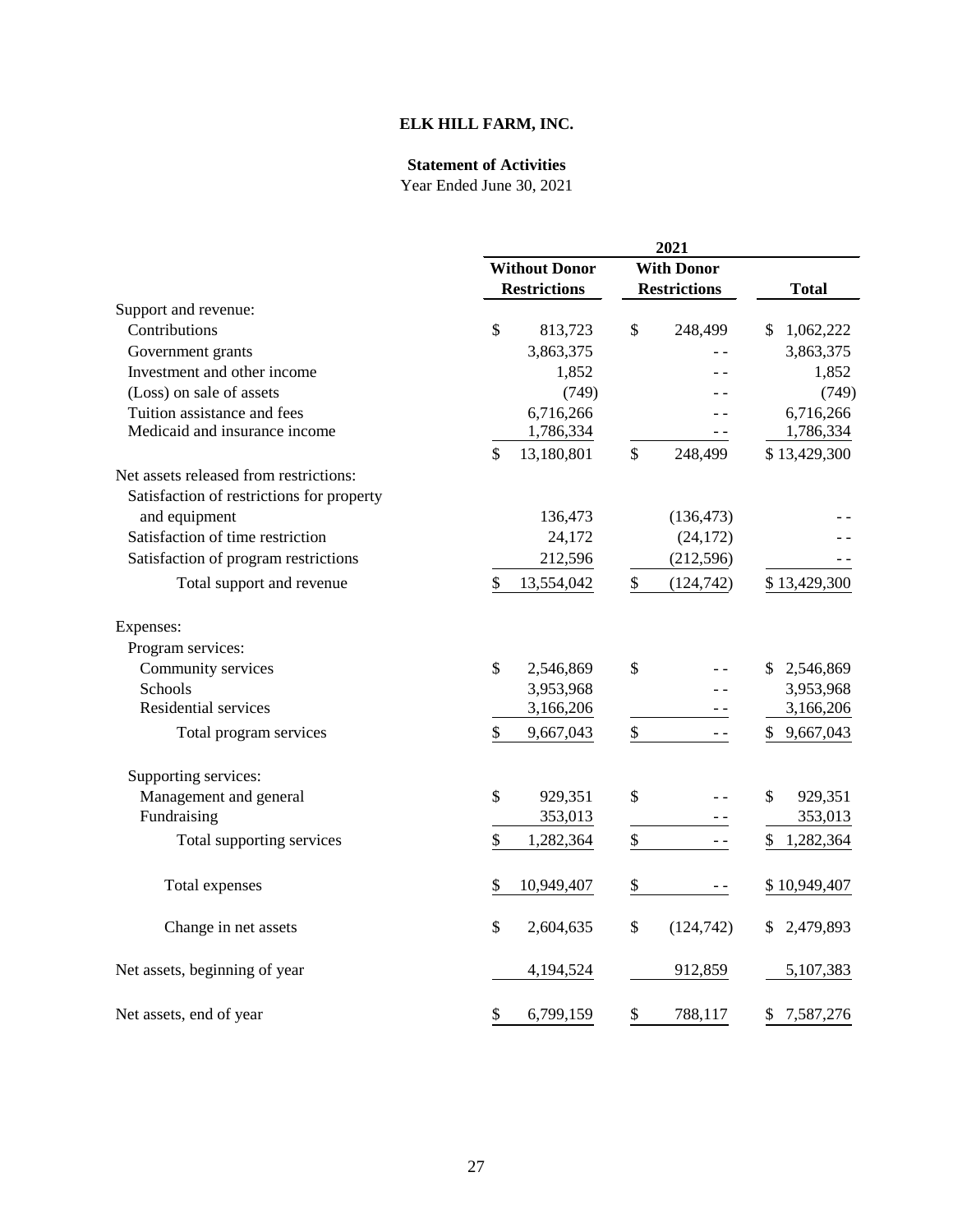# ELK HILL FARM, INC.

## Statement of Activities

Year Ended June 30, 2021

| | 2021 | | |
|---|---|---|---|
| | Without Donor Restrictions | With Donor Restrictions | Total |
| Support and revenue: | | | |
| Contributions | $ 813,723 | $ 248,499 | $ 1,062,222 |
| Government grants | 3,863,375 | - - | 3,863,375 |
| Investment and other income | 1,852 | - - | 1,852 |
| (Loss) on sale of assets | (749) | - - | (749) |
| Tuition assistance and fees | 6,716,266 | - - | 6,716,266 |
| Medicaid and insurance income | 1,786,334 | - - | 1,786,334 |
| | $ 13,180,801 | $ 248,499 | $ 13,429,300 |
| Net assets released from restrictions: | | | |
| Satisfaction of restrictions for property and equipment | 136,473 | (136,473) | - - |
| Satisfaction of time restriction | 24,172 | (24,172) | - - |
| Satisfaction of program restrictions | 212,596 | (212,596) | - - |
| Total support and revenue | $ 13,554,042 | $ (124,742) | $ 13,429,300 |
| Expenses: | | | |
| Program services: | | | |
| Community services | $ 2,546,869 | $ - - | $ 2,546,869 |
| Schools | 3,953,968 | - - | 3,953,968 |
| Residential services | 3,166,206 | - - | 3,166,206 |
| Total program services | $ 9,667,043 | $ - - | $ 9,667,043 |
| Supporting services: | | | |
| Management and general | $ 929,351 | $ - - | $ 929,351 |
| Fundraising | 353,013 | - - | 353,013 |
| Total supporting services | $ 1,282,364 | $ - - | $ 1,282,364 |
| Total expenses | $ 10,949,407 | $ - - | $ 10,949,407 |
| Change in net assets | $ 2,604,635 | $ (124,742) | $ 2,479,893 |
| Net assets, beginning of year | 4,194,524 | 912,859 | 5,107,383 |
| Net assets, end of year | $ 6,799,159 | $ 788,117 | $ 7,587,276 |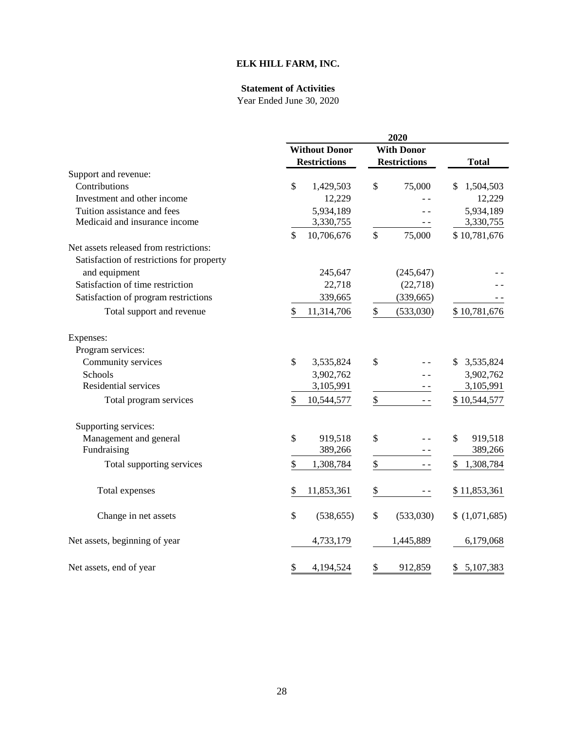# ELK HILL FARM, INC.

## Statement of Activities

Year Ended June 30, 2020

| | 2020 | | |
|---|---|---|---|
| | Without Donor Restrictions | With Donor Restrictions | Total |
| Support and revenue: | | | |
| Contributions | $ 1,429,503 | $ 75,000 | $ 1,504,503 |
| Investment and other income | 12,229 | - - | 12,229 |
| Tuition assistance and fees | 5,934,189 | - - | 5,934,189 |
| Medicaid and insurance income | 3,330,755 | - - | 3,330,755 |
| | $ 10,706,676 | $ 75,000 | $ 10,781,676 |
| Net assets released from restrictions: | | | |
| Satisfaction of restrictions for property and equipment | 245,647 | (245,647) | - - |
| Satisfaction of time restriction | 22,718 | (22,718) | - - |
| Satisfaction of program restrictions | 339,665 | (339,665) | - - |
| Total support and revenue | $ 11,314,706 | $ (533,030) | $ 10,781,676 |
| Expenses: | | | |
| Program services: | | | |
| Community services | $ 3,535,824 | $ - - | $ 3,535,824 |
| Schools | 3,902,762 | - - | 3,902,762 |
| Residential services | 3,105,991 | - - | 3,105,991 |
| Total program services | $ 10,544,577 | $ - - | $ 10,544,577 |
| Supporting services: | | | |
| Management and general | $ 919,518 | $ - - | $ 919,518 |
| Fundraising | 389,266 | - - | 389,266 |
| Total supporting services | $ 1,308,784 | $ - - | $ 1,308,784 |
| Total expenses | $ 11,853,361 | $ - - | $ 11,853,361 |
| Change in net assets | $ (538,655) | $ (533,030) | $ (1,071,685) |
| Net assets, beginning of year | 4,733,179 | 1,445,889 | 6,179,068 |
| Net assets, end of year | $ 4,194,524 | $ 912,859 | $ 5,107,383 |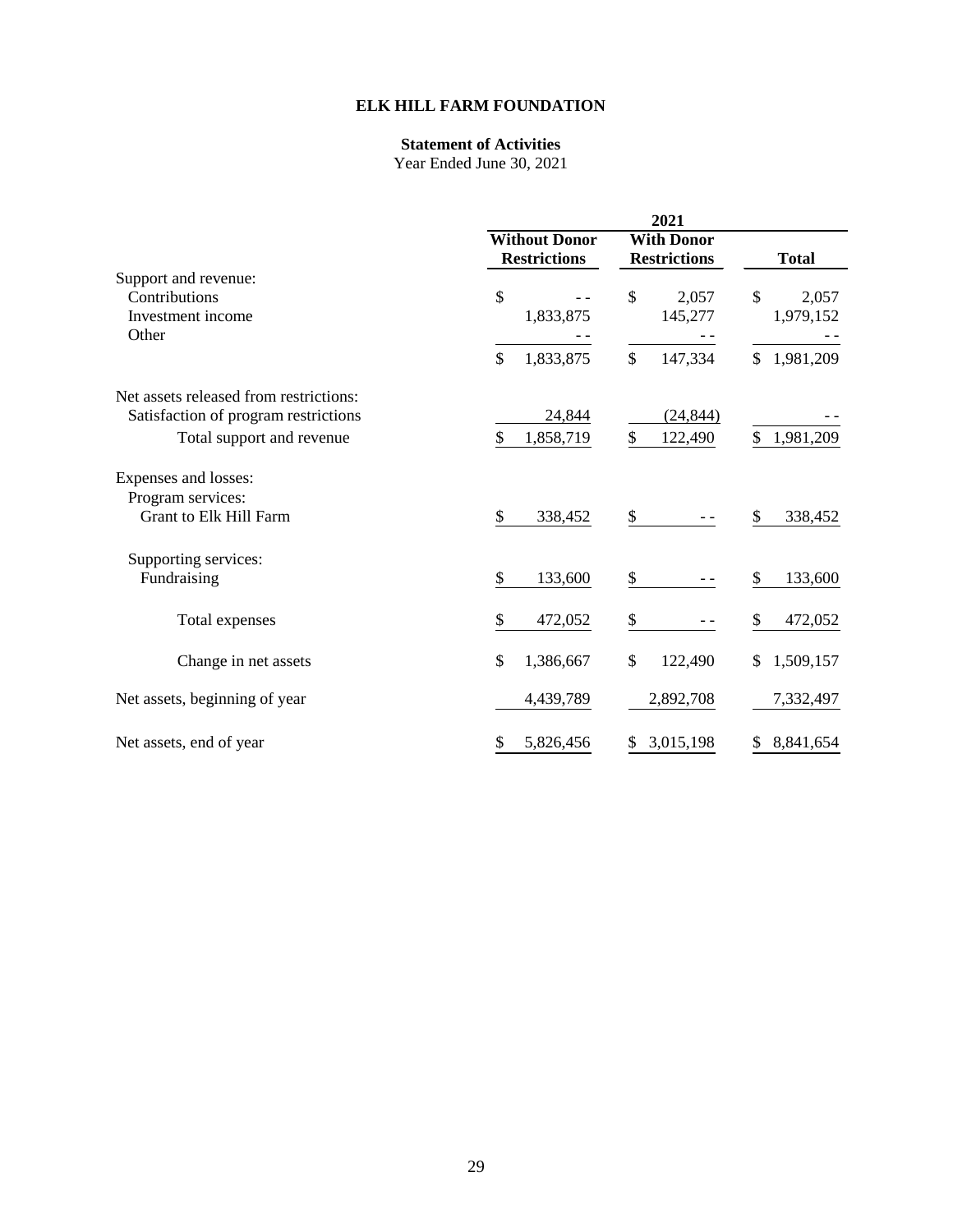# ELK HILL FARM FOUNDATION

## Statement of Activities

Year Ended June 30, 2021

| | 2021 | | |
|---|---|---|---|
| | **Without Donor Restrictions** | **With Donor Restrictions** | **Total** |
| Support and revenue: | | | |
| Contributions | $ - - | $ 2,057 | $ 2,057 |
| Investment income | 1,833,875 | 145,277 | 1,979,152 |
| Other | - - | - - | - - |
| | $ 1,833,875 | $ 147,334 | $ 1,981,209 |
| Net assets released from restrictions: | | | |
| Satisfaction of program restrictions | 24,844 | (24,844) | - - |
| Total support and revenue | $ 1,858,719 | $ 122,490 | $ 1,981,209 |
| Expenses and losses: | | | |
| Program services: | | | |
| Grant to Elk Hill Farm | $ 338,452 | $ - - | $ 338,452 |
| Supporting services: | | | |
| Fundraising | $ 133,600 | $ - - | $ 133,600 |
| Total expenses | $ 472,052 | $ - - | $ 472,052 |
| Change in net assets | $ 1,386,667 | $ 122,490 | $ 1,509,157 |
| Net assets, beginning of year | 4,439,789 | 2,892,708 | 7,332,497 |
| Net assets, end of year | $ 5,826,456 | $ 3,015,198 | $ 8,841,654 |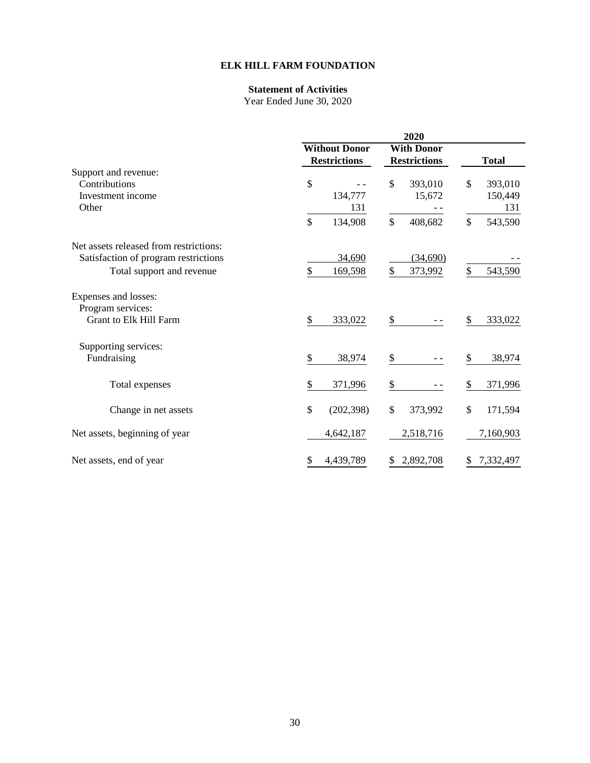**ELK HILL FARM FOUNDATION**

**Statement of Activities**

Year Ended June 30, 2020

| | 2020 | | |
|---|---|---|---|
| | **Without Donor Restrictions** | **With Donor Restrictions** | **Total** |
| Support and revenue: | | | |
| Contributions | $ - - | $ 393,010 | $ 393,010 |
| Investment income | 134,777 | 15,672 | 150,449 |
| Other | 131 | - - | 131 |
| | $ 134,908 | $ 408,682 | $ 543,590 |
| Net assets released from restrictions: | | | |
| Satisfaction of program restrictions | 34,690 | (34,690) | - - |
| Total support and revenue | $ 169,598 | $ 373,992 | $ 543,590 |
| Expenses and losses: | | | |
| Program services: | | | |
| Grant to Elk Hill Farm | $ 333,022 | $ - - | $ 333,022 |
| Supporting services: | | | |
| Fundraising | $ 38,974 | $ - - | $ 38,974 |
| Total expenses | $ 371,996 | $ - - | $ 371,996 |
| Change in net assets | $ (202,398) | $ 373,992 | $ 171,594 |
| Net assets, beginning of year | 4,642,187 | 2,518,716 | 7,160,903 |
| Net assets, end of year | $ 4,439,789 | $ 2,892,708 | $ 7,332,497 |